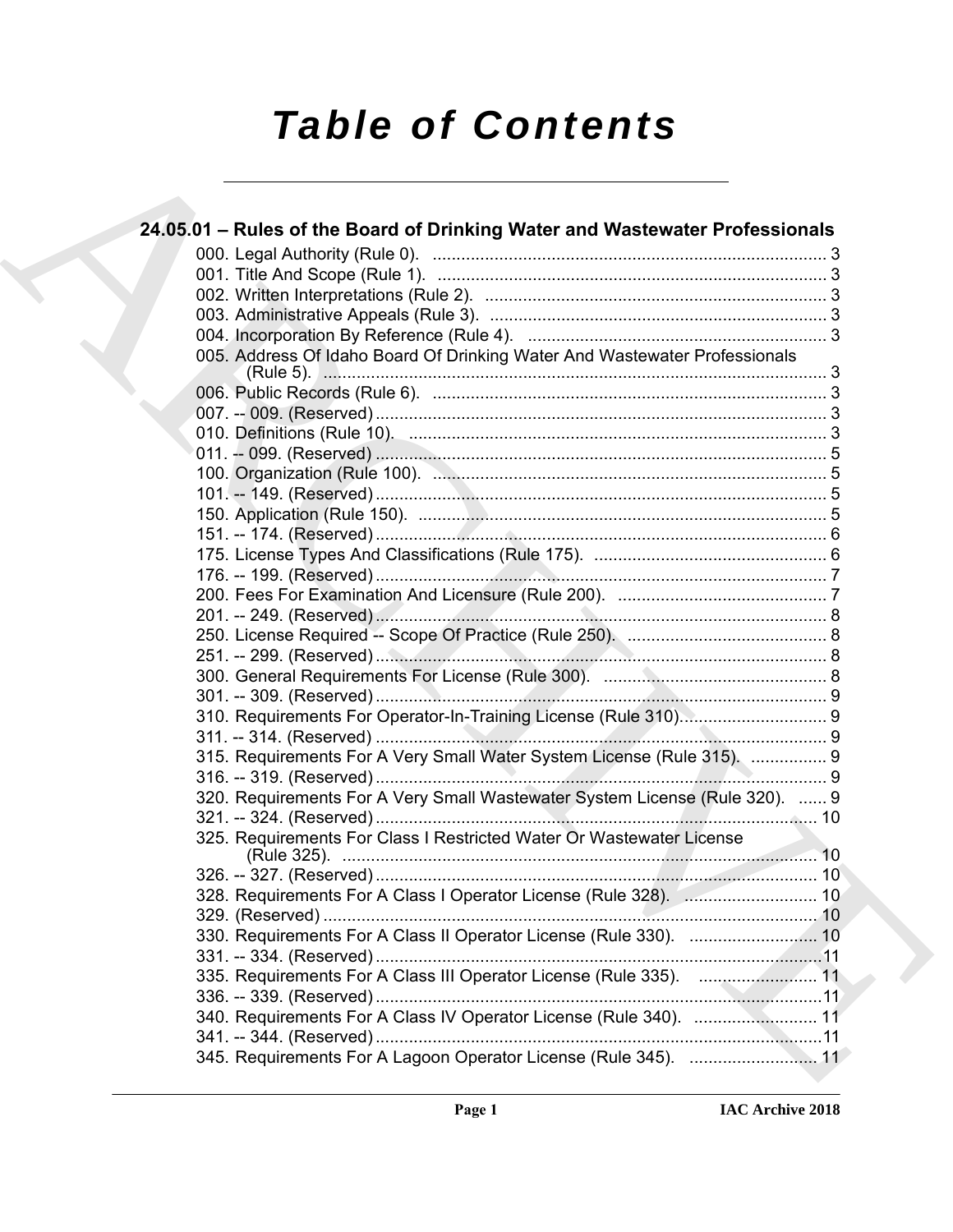# Table of Contents

## 24.05.01 – Rules of the Board of Drinking Water and Wastewater Professionals

000. Legal Authority (Rule 0). .......... 3
001. Title And Scope (Rule 1). .......... 3
002. Written Interpretations (Rule 2). .......... 3
003. Administrative Appeals (Rule 3). .......... 3
004. Incorporation By Reference (Rule 4). .......... 3
005. Address Of Idaho Board Of Drinking Water And Wastewater Professionals (Rule 5). .......... 3
006. Public Records (Rule 6). .......... 3
007. -- 009. (Reserved) .......... 3
010. Definitions (Rule 10). .......... 3
011. -- 099. (Reserved) .......... 5
100. Organization (Rule 100). .......... 5
101. -- 149. (Reserved) .......... 5
150. Application (Rule 150). .......... 5
151. -- 174. (Reserved) .......... 6
175. License Types And Classifications (Rule 175). .......... 6
176. -- 199. (Reserved) .......... 7
200. Fees For Examination And Licensure (Rule 200). .......... 7
201. -- 249. (Reserved) .......... 8
250. License Required -- Scope Of Practice (Rule 250). .......... 8
251. -- 299. (Reserved) .......... 8
300. General Requirements For License (Rule 300). .......... 8
301. -- 309. (Reserved) .......... 9
310. Requirements For Operator-In-Training License (Rule 310). .......... 9
311. -- 314. (Reserved) .......... 9
315. Requirements For A Very Small Water System License (Rule 315). .......... 9
316. -- 319. (Reserved) .......... 9
320. Requirements For A Very Small Wastewater System License (Rule 320). .......... 9
321. -- 324. (Reserved) .......... 10
325. Requirements For Class I Restricted Water Or Wastewater License (Rule 325). .......... 10
326. -- 327. (Reserved) .......... 10
328. Requirements For A Class I Operator License (Rule 328). .......... 10
329. (Reserved) .......... 10
330. Requirements For A Class II Operator License (Rule 330). .......... 10
331. -- 334. (Reserved) .......... 11
335. Requirements For A Class III Operator License (Rule 335). .......... 11
336. -- 339. (Reserved) .......... 11
340. Requirements For A Class IV Operator License (Rule 340). .......... 11
341. -- 344. (Reserved) .......... 11
345. Requirements For A Lagoon Operator License (Rule 345). .......... 11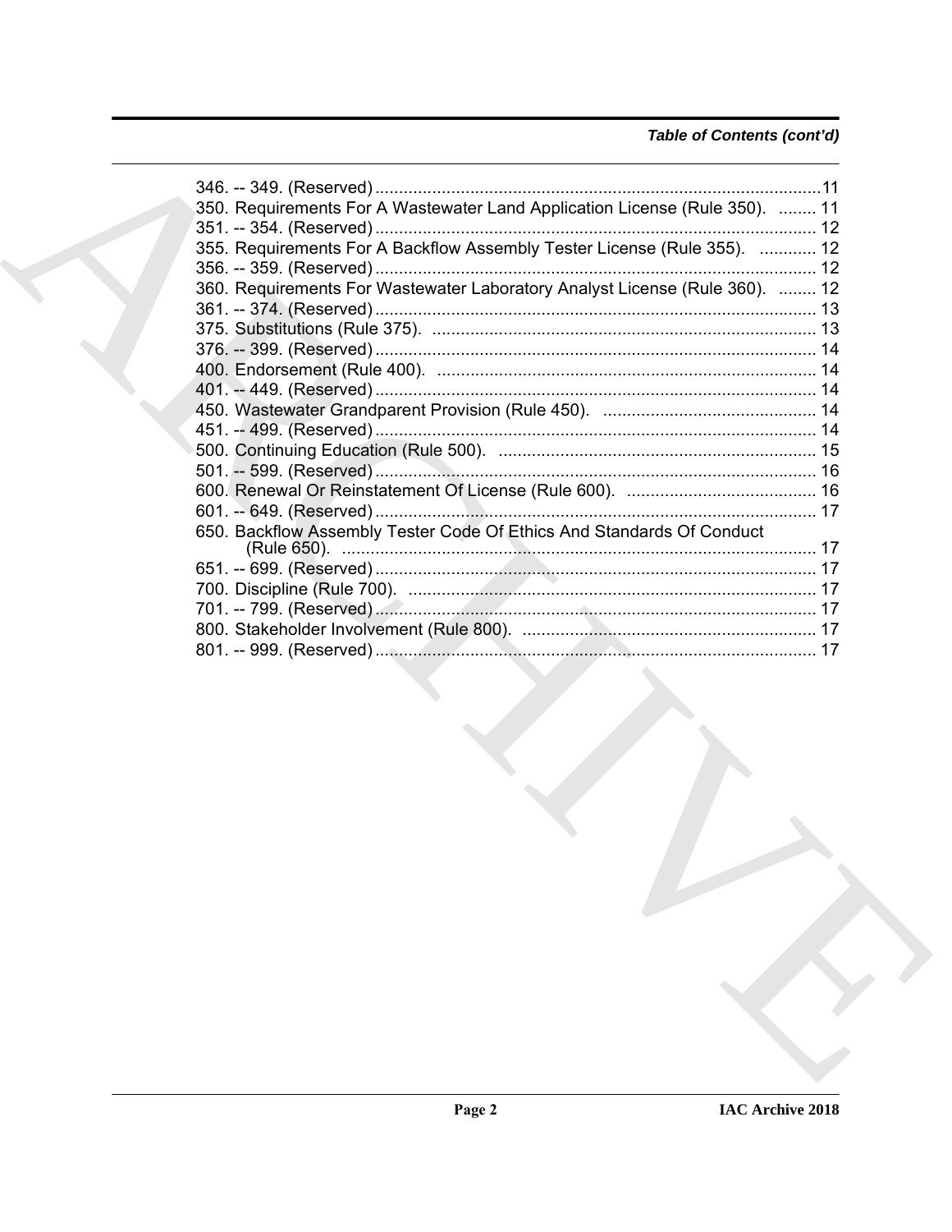*Table of Contents (cont'd)*

346. -- 349. (Reserved) ............................................................................................. 11
350. Requirements For A Wastewater Land Application License (Rule 350). ........ 11
351. -- 354. (Reserved) ............................................................................................ 12
355. Requirements For A Backflow Assembly Tester License (Rule 355). ............ 12
356. -- 359. (Reserved) ............................................................................................ 12
360. Requirements For Wastewater Laboratory Analyst License (Rule 360). ........ 12
361. -- 374. (Reserved) ............................................................................................ 13
375. Substitutions (Rule 375). ................................................................................. 13
376. -- 399. (Reserved) ............................................................................................ 14
400. Endorsement (Rule 400). ................................................................................ 14
401. -- 449. (Reserved) ............................................................................................ 14
450. Wastewater Grandparent Provision (Rule 450). ............................................. 14
451. -- 499. (Reserved) ............................................................................................ 14
500. Continuing Education (Rule 500). ................................................................... 15
501. -- 599. (Reserved) ............................................................................................ 16
600. Renewal Or Reinstatement Of License (Rule 600). ........................................ 16
601. -- 649. (Reserved) ............................................................................................ 17
650. Backflow Assembly Tester Code Of Ethics And Standards Of Conduct (Rule 650). .................................................................................................... 17
651. -- 699. (Reserved) ............................................................................................ 17
700. Discipline (Rule 700). ...................................................................................... 17
701. -- 799. (Reserved) ............................................................................................ 17
800. Stakeholder Involvement (Rule 800). .............................................................. 17
801. -- 999. (Reserved) ............................................................................................ 17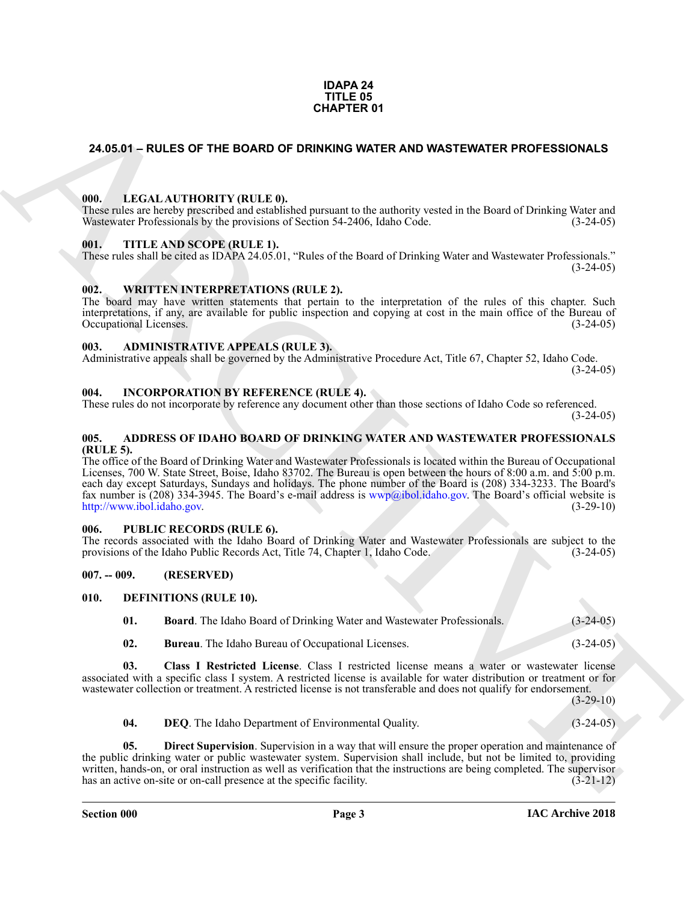**IDAPA 24**
**TITLE 05**
**CHAPTER 01**

# 24.05.01 – RULES OF THE BOARD OF DRINKING WATER AND WASTEWATER PROFESSIONALS

### 000. LEGAL AUTHORITY (RULE 0).

These rules are hereby prescribed and established pursuant to the authority vested in the Board of Drinking Water and Wastewater Professionals by the provisions of Section 54-2406, Idaho Code. (3-24-05)

### 001. TITLE AND SCOPE (RULE 1).

These rules shall be cited as IDAPA 24.05.01, "Rules of the Board of Drinking Water and Wastewater Professionals." (3-24-05)

### 002. WRITTEN INTERPRETATIONS (RULE 2).

The board may have written statements that pertain to the interpretation of the rules of this chapter. Such interpretations, if any, are available for public inspection and copying at cost in the main office of the Bureau of Occupational Licenses. (3-24-05)

### 003. ADMINISTRATIVE APPEALS (RULE 3).

Administrative appeals shall be governed by the Administrative Procedure Act, Title 67, Chapter 52, Idaho Code. (3-24-05)

### 004. INCORPORATION BY REFERENCE (RULE 4).

These rules do not incorporate by reference any document other than those sections of Idaho Code so referenced. (3-24-05)

### 005. ADDRESS OF IDAHO BOARD OF DRINKING WATER AND WASTEWATER PROFESSIONALS (RULE 5).

The office of the Board of Drinking Water and Wastewater Professionals is located within the Bureau of Occupational Licenses, 700 W. State Street, Boise, Idaho 83702. The Bureau is open between the hours of 8:00 a.m. and 5:00 p.m. each day except Saturdays, Sundays and holidays. The phone number of the Board is (208) 334-3233. The Board's fax number is (208) 334-3945. The Board's e-mail address is wwp@ibol.idaho.gov. The Board's official website is http://www.ibol.idaho.gov. (3-29-10)

### 006. PUBLIC RECORDS (RULE 6).

The records associated with the Idaho Board of Drinking Water and Wastewater Professionals are subject to the provisions of the Idaho Public Records Act, Title 74, Chapter 1, Idaho Code. (3-24-05)

### 007. -- 009. (RESERVED)

### 010. DEFINITIONS (RULE 10).

**01. Board**. The Idaho Board of Drinking Water and Wastewater Professionals. (3-24-05)

**02. Bureau**. The Idaho Bureau of Occupational Licenses. (3-24-05)

**03. Class I Restricted License**. Class I restricted license means a water or wastewater license associated with a specific class I system. A restricted license is available for water distribution or treatment or for wastewater collection or treatment. A restricted license is not transferable and does not qualify for endorsement. (3-29-10)

**04. DEQ**. The Idaho Department of Environmental Quality. (3-24-05)

**05. Direct Supervision**. Supervision in a way that will ensure the proper operation and maintenance of the public drinking water or public wastewater system. Supervision shall include, but not be limited to, providing written, hands-on, or oral instruction as well as verification that the instructions are being completed. The supervisor has an active on-site or on-call presence at the specific facility. (3-21-12)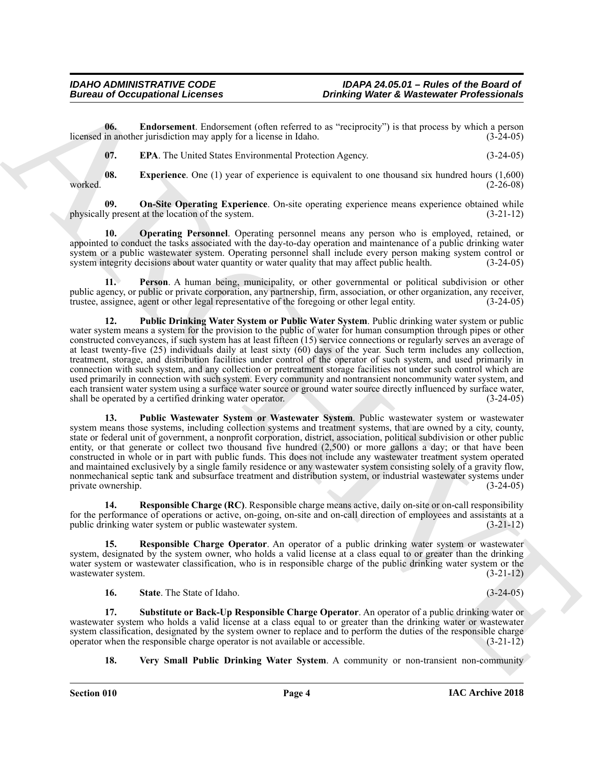**06. Endorsement**. Endorsement (often referred to as "reciprocity") is that process by which a person licensed in another jurisdiction may apply for a license in Idaho. (3-24-05)

**07. EPA**. The United States Environmental Protection Agency. (3-24-05)

**08. Experience**. One (1) year of experience is equivalent to one thousand six hundred hours (1,600) worked. (2-26-08)

**09. On-Site Operating Experience**. On-site operating experience means experience obtained while physically present at the location of the system. (3-21-12)

**10. Operating Personnel**. Operating personnel means any person who is employed, retained, or appointed to conduct the tasks associated with the day-to-day operation and maintenance of a public drinking water system or a public wastewater system. Operating personnel shall include every person making system control or system integrity decisions about water quantity or water quality that may affect public health. (3-24-05)

**11. Person**. A human being, municipality, or other governmental or political subdivision or other public agency, or public or private corporation, any partnership, firm, association, or other organization, any receiver, trustee, assignee, agent or other legal representative of the foregoing or other legal entity. (3-24-05)

**12. Public Drinking Water System or Public Water System**. Public drinking water system or public water system means a system for the provision to the public of water for human consumption through pipes or other constructed conveyances, if such system has at least fifteen (15) service connections or regularly serves an average of at least twenty-five (25) individuals daily at least sixty (60) days of the year. Such term includes any collection, treatment, storage, and distribution facilities under control of the operator of such system, and used primarily in connection with such system, and any collection or pretreatment storage facilities not under such control which are used primarily in connection with such system. Every community and nontransient noncommunity water system, and each transient water system using a surface water source or ground water source directly influenced by surface water, shall be operated by a certified drinking water operator. (3-24-05)

**13. Public Wastewater System or Wastewater System**. Public wastewater system or wastewater system means those systems, including collection systems and treatment systems, that are owned by a city, county, state or federal unit of government, a nonprofit corporation, district, association, political subdivision or other public entity, or that generate or collect two thousand five hundred (2,500) or more gallons a day; or that have been constructed in whole or in part with public funds. This does not include any wastewater treatment system operated and maintained exclusively by a single family residence or any wastewater system consisting solely of a gravity flow, nonmechanical septic tank and subsurface treatment and distribution system, or industrial wastewater systems under private ownership. (3-24-05)

**14. Responsible Charge (RC)**. Responsible charge means active, daily on-site or on-call responsibility for the performance of operations or active, on-going, on-site and on-call direction of employees and assistants at a public drinking water system or public wastewater system. (3-21-12)

**15. Responsible Charge Operator**. An operator of a public drinking water system or wastewater system, designated by the system owner, who holds a valid license at a class equal to or greater than the drinking water system or wastewater classification, who is in responsible charge of the public drinking water system or the wastewater system. (3-21-12)

**16. State**. The State of Idaho. (3-24-05)

**17. Substitute or Back-Up Responsible Charge Operator**. An operator of a public drinking water or wastewater system who holds a valid license at a class equal to or greater than the drinking water or wastewater system classification, designated by the system owner to replace and to perform the duties of the responsible charge operator when the responsible charge operator is not available or accessible. (3-21-12)

**18. Very Small Public Drinking Water System**. A community or non-transient non-community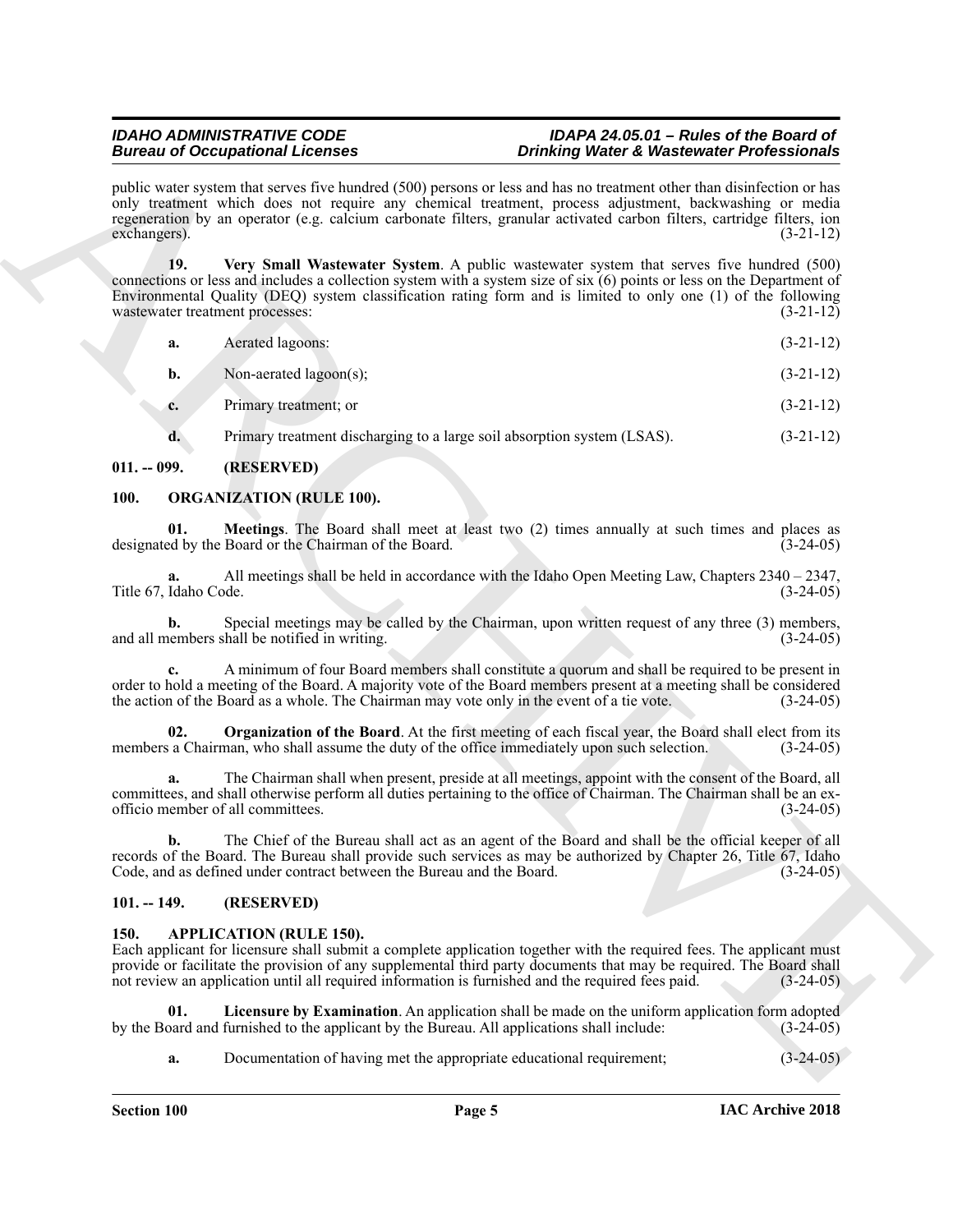public water system that serves five hundred (500) persons or less and has no treatment other than disinfection or has only treatment which does not require any chemical treatment, process adjustment, backwashing or media regeneration by an operator (e.g. calcium carbonate filters, granular activated carbon filters, cartridge filters, ion exchangers). (3-21-12)

**19. Very Small Wastewater System**. A public wastewater system that serves five hundred (500) connections or less and includes a collection system with a system size of six (6) points or less on the Department of Environmental Quality (DEQ) system classification rating form and is limited to only one (1) of the following wastewater treatment processes: (3-21-12)

**a.** Aerated lagoons: (3-21-12)

**b.** Non-aerated lagoon(s); (3-21-12)

**c.** Primary treatment; or (3-21-12)

**d.** Primary treatment discharging to a large soil absorption system (LSAS). (3-21-12)

## 011. -- 099. (RESERVED)

## 100. ORGANIZATION (RULE 100).

**01. Meetings**. The Board shall meet at least two (2) times annually at such times and places as designated by the Board or the Chairman of the Board. (3-24-05)

**a.** All meetings shall be held in accordance with the Idaho Open Meeting Law, Chapters 2340 – 2347, Title 67, Idaho Code. (3-24-05)

**b.** Special meetings may be called by the Chairman, upon written request of any three (3) members, and all members shall be notified in writing. (3-24-05)

**c.** A minimum of four Board members shall constitute a quorum and shall be required to be present in order to hold a meeting of the Board. A majority vote of the Board members present at a meeting shall be considered the action of the Board as a whole. The Chairman may vote only in the event of a tie vote. (3-24-05)

**02. Organization of the Board**. At the first meeting of each fiscal year, the Board shall elect from its members a Chairman, who shall assume the duty of the office immediately upon such selection. (3-24-05)

**a.** The Chairman shall when present, preside at all meetings, appoint with the consent of the Board, all committees, and shall otherwise perform all duties pertaining to the office of Chairman. The Chairman shall be an ex-officio member of all committees. (3-24-05)

**b.** The Chief of the Bureau shall act as an agent of the Board and shall be the official keeper of all records of the Board. The Bureau shall provide such services as may be authorized by Chapter 26, Title 67, Idaho Code, and as defined under contract between the Bureau and the Board. (3-24-05)

## 101. -- 149. (RESERVED)

## 150. APPLICATION (RULE 150).

Each applicant for licensure shall submit a complete application together with the required fees. The applicant must provide or facilitate the provision of any supplemental third party documents that may be required. The Board shall not review an application until all required information is furnished and the required fees paid. (3-24-05)

**01. Licensure by Examination**. An application shall be made on the uniform application form adopted by the Board and furnished to the applicant by the Bureau. All applications shall include: (3-24-05)

**a.** Documentation of having met the appropriate educational requirement; (3-24-05)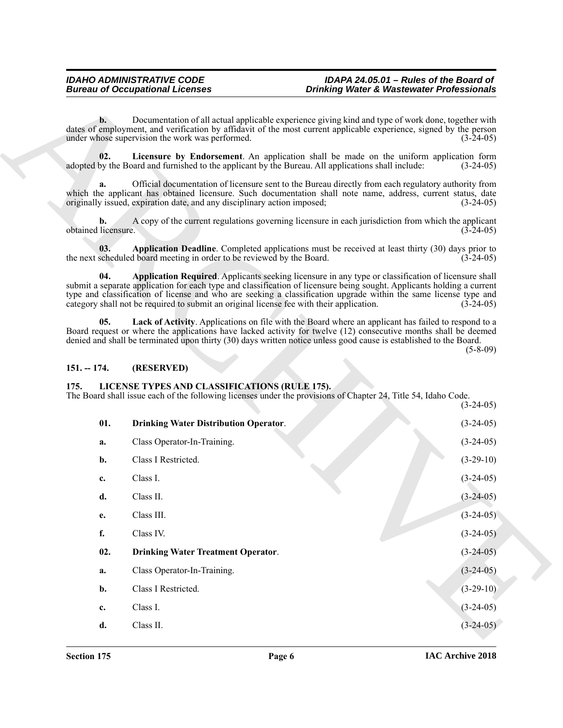**b.** Documentation of all actual applicable experience giving kind and type of work done, together with dates of employment, and verification by affidavit of the most current applicable experience, signed by the person under whose supervision the work was performed. (3-24-05)

**02. Licensure by Endorsement**. An application shall be made on the uniform application form adopted by the Board and furnished to the applicant by the Bureau. All applications shall include: (3-24-05)

**a.** Official documentation of licensure sent to the Bureau directly from each regulatory authority from which the applicant has obtained licensure. Such documentation shall note name, address, current status, date originally issued, expiration date, and any disciplinary action imposed; (3-24-05)

**b.** A copy of the current regulations governing licensure in each jurisdiction from which the applicant obtained licensure. (3-24-05)

**03. Application Deadline**. Completed applications must be received at least thirty (30) days prior to the next scheduled board meeting in order to be reviewed by the Board. (3-24-05)

**04. Application Required**. Applicants seeking licensure in any type or classification of licensure shall submit a separate application for each type and classification of licensure being sought. Applicants holding a current type and classification of license and who are seeking a classification upgrade within the same license type and category shall not be required to submit an original license fee with their application. (3-24-05)

**05. Lack of Activity**. Applications on file with the Board where an applicant has failed to respond to a Board request or where the applications have lacked activity for twelve (12) consecutive months shall be deemed denied and shall be terminated upon thirty (30) days written notice unless good cause is established to the Board. (5-8-09)

## 151. -- 174. (RESERVED)

## 175. LICENSE TYPES AND CLASSIFICATIONS (RULE 175).

The Board shall issue each of the following licenses under the provisions of Chapter 24, Title 54, Idaho Code. (3-24-05)

**01. Drinking Water Distribution Operator**. (3-24-05)

**a.** Class Operator-In-Training. (3-24-05)

**b.** Class I Restricted. (3-29-10)

**c.** Class I. (3-24-05)

**d.** Class II. (3-24-05)

**e.** Class III. (3-24-05)

**f.** Class IV. (3-24-05)

**02. Drinking Water Treatment Operator**. (3-24-05)

**a.** Class Operator-In-Training. (3-24-05)

**b.** Class I Restricted. (3-29-10)

**c.** Class I. (3-24-05)

**d.** Class II. (3-24-05)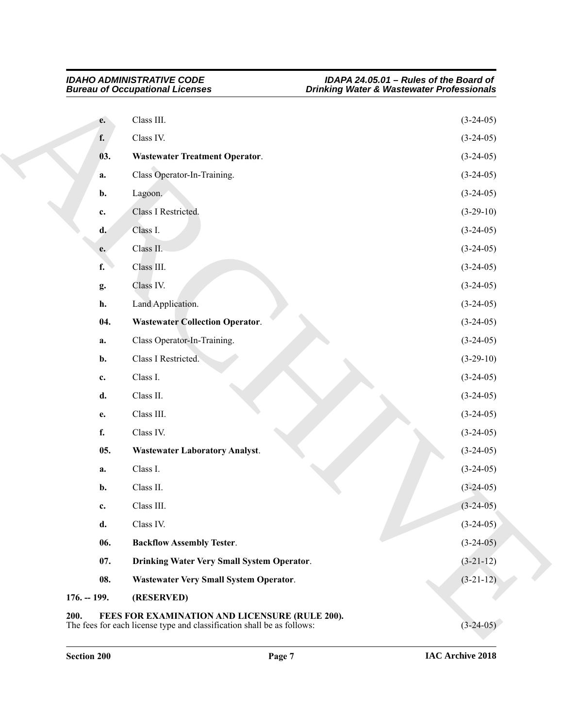e. Class III. (3-24-05)

f. Class IV. (3-24-05)

**03. Wastewater Treatment Operator**. (3-24-05)

a. Class Operator-In-Training. (3-24-05)

b. Lagoon. (3-24-05)

c. Class I Restricted. (3-29-10)

d. Class I. (3-24-05)

e. Class II. (3-24-05)

f. Class III. (3-24-05)

g. Class IV. (3-24-05)

h. Land Application. (3-24-05)

**04. Wastewater Collection Operator**. (3-24-05)

a. Class Operator-In-Training. (3-24-05)

b. Class I Restricted. (3-29-10)

c. Class I. (3-24-05)

d. Class II. (3-24-05)

e. Class III. (3-24-05)

f. Class IV. (3-24-05)

**05. Wastewater Laboratory Analyst**. (3-24-05)

a. Class I. (3-24-05)

b. Class II. (3-24-05)

c. Class III. (3-24-05)

d. Class IV. (3-24-05)

**06. Backflow Assembly Tester**. (3-24-05)

**07. Drinking Water Very Small System Operator**. (3-21-12)

**08. Wastewater Very Small System Operator**. (3-21-12)

**176. -- 199. (RESERVED)**

**200. FEES FOR EXAMINATION AND LICENSURE (RULE 200).**
The fees for each license type and classification shall be as follows: (3-24-05)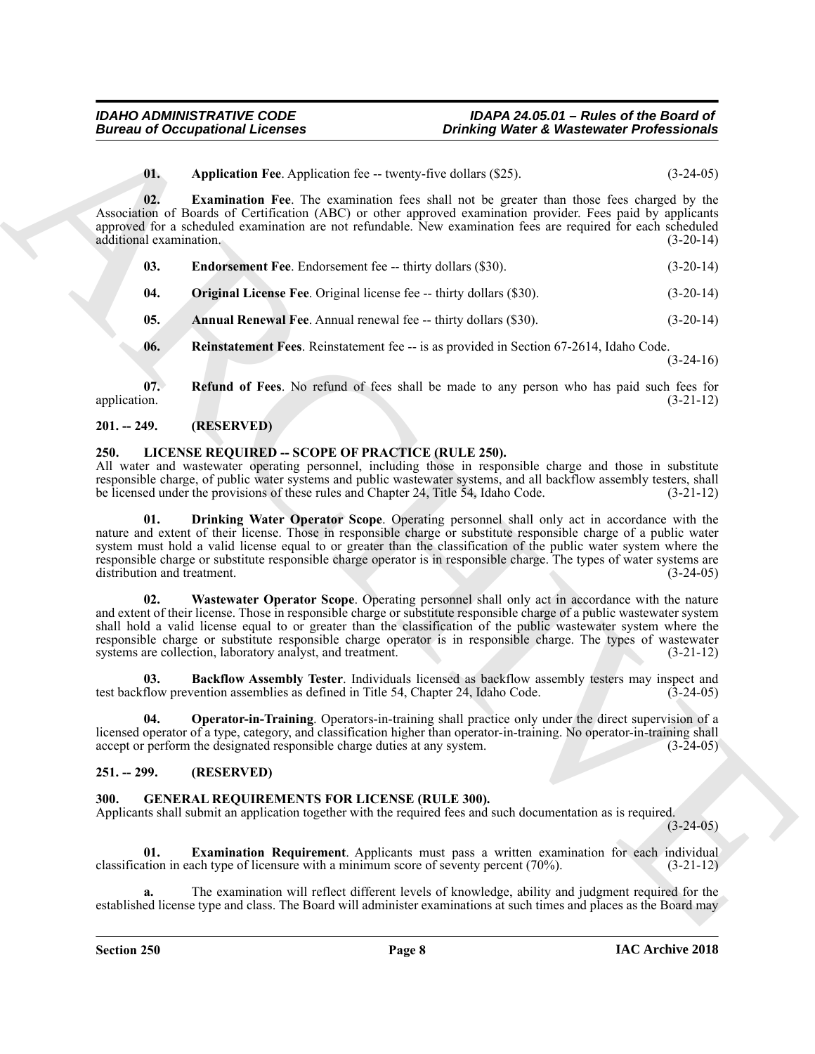**01. Application Fee**. Application fee -- twenty-five dollars ($25). (3-24-05)

**02. Examination Fee**. The examination fees shall not be greater than those fees charged by the Association of Boards of Certification (ABC) or other approved examination provider. Fees paid by applicants approved for a scheduled examination are not refundable. New examination fees are required for each scheduled additional examination. (3-20-14)

**03. Endorsement Fee**. Endorsement fee -- thirty dollars ($30). (3-20-14)

**04. Original License Fee**. Original license fee -- thirty dollars ($30). (3-20-14)

**05. Annual Renewal Fee**. Annual renewal fee -- thirty dollars ($30). (3-20-14)

**06. Reinstatement Fees**. Reinstatement fee -- is as provided in Section 67-2614, Idaho Code. (3-24-16)

**07. Refund of Fees**. No refund of fees shall be made to any person who has paid such fees for application. (3-21-12)

## 201. -- 249. (RESERVED)

## 250. LICENSE REQUIRED -- SCOPE OF PRACTICE (RULE 250).

All water and wastewater operating personnel, including those in responsible charge and those in substitute responsible charge, of public water systems and public wastewater systems, and all backflow assembly testers, shall be licensed under the provisions of these rules and Chapter 24, Title 54, Idaho Code. (3-21-12)

**01. Drinking Water Operator Scope**. Operating personnel shall only act in accordance with the nature and extent of their license. Those in responsible charge or substitute responsible charge of a public water system must hold a valid license equal to or greater than the classification of the public water system where the responsible charge or substitute responsible charge operator is in responsible charge. The types of water systems are distribution and treatment. (3-24-05)

**02. Wastewater Operator Scope**. Operating personnel shall only act in accordance with the nature and extent of their license. Those in responsible charge or substitute responsible charge of a public wastewater system shall hold a valid license equal to or greater than the classification of the public wastewater system where the responsible charge or substitute responsible charge operator is in responsible charge. The types of wastewater systems are collection, laboratory analyst, and treatment. (3-21-12)

**03. Backflow Assembly Tester**. Individuals licensed as backflow assembly testers may inspect and test backflow prevention assemblies as defined in Title 54, Chapter 24, Idaho Code. (3-24-05)

**04. Operator-in-Training**. Operators-in-training shall practice only under the direct supervision of a licensed operator of a type, category, and classification higher than operator-in-training. No operator-in-training shall accept or perform the designated responsible charge duties at any system. (3-24-05)

## 251. -- 299. (RESERVED)

## 300. GENERAL REQUIREMENTS FOR LICENSE (RULE 300).

Applicants shall submit an application together with the required fees and such documentation as is required. (3-24-05)

**01. Examination Requirement**. Applicants must pass a written examination for each individual classification in each type of licensure with a minimum score of seventy percent (70%). (3-21-12)

**a.** The examination will reflect different levels of knowledge, ability and judgment required for the established license type and class. The Board will administer examinations at such times and places as the Board may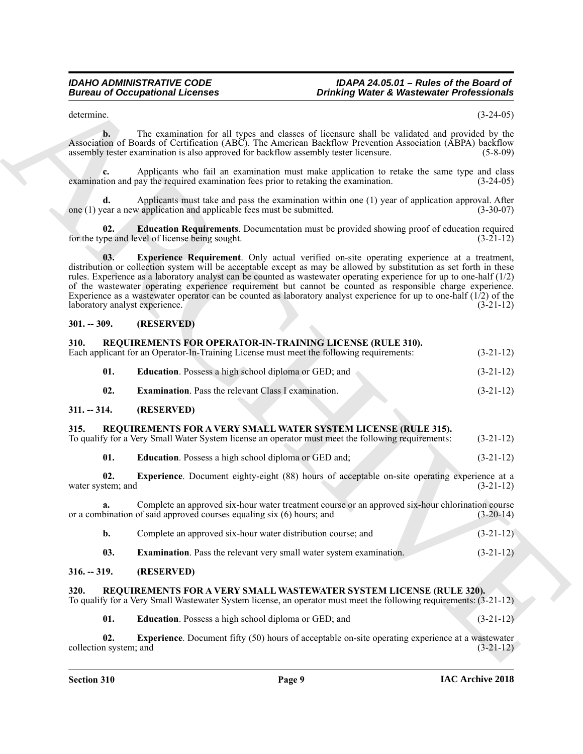determine. (3-24-05)

**b.** The examination for all types and classes of licensure shall be validated and provided by the Association of Boards of Certification (ABC). The American Backflow Prevention Association (ABPA) backflow assembly tester examination is also approved for backflow assembly tester licensure. (5-8-09)

**c.** Applicants who fail an examination must make application to retake the same type and class examination and pay the required examination fees prior to retaking the examination. (3-24-05)

**d.** Applicants must take and pass the examination within one (1) year of application approval. After one (1) year a new application and applicable fees must be submitted. (3-30-07)

**02. Education Requirements**. Documentation must be provided showing proof of education required for the type and level of license being sought. (3-21-12)

**03. Experience Requirement**. Only actual verified on-site operating experience at a treatment, distribution or collection system will be acceptable except as may be allowed by substitution as set forth in these rules. Experience as a laboratory analyst can be counted as wastewater operating experience for up to one-half (1/2) of the wastewater operating experience requirement but cannot be counted as responsible charge experience. Experience as a wastewater operator can be counted as laboratory analyst experience for up to one-half (1/2) of the laboratory analyst experience. (3-21-12)

## 301. -- 309. (RESERVED)

## 310. REQUIREMENTS FOR OPERATOR-IN-TRAINING LICENSE (RULE 310).

Each applicant for an Operator-In-Training License must meet the following requirements: (3-21-12)

**01. Education**. Possess a high school diploma or GED; and (3-21-12)

**02. Examination**. Pass the relevant Class I examination. (3-21-12)

## 311. -- 314. (RESERVED)

## 315. REQUIREMENTS FOR A VERY SMALL WATER SYSTEM LICENSE (RULE 315).

To qualify for a Very Small Water System license an operator must meet the following requirements: (3-21-12)

**01. Education**. Possess a high school diploma or GED and; (3-21-12)

**02. Experience**. Document eighty-eight (88) hours of acceptable on-site operating experience at a water system; and (3-21-12)

**a.** Complete an approved six-hour water treatment course or an approved six-hour chlorination course or a combination of said approved courses equaling six (6) hours; and (3-20-14)

**b.** Complete an approved six-hour water distribution course; and (3-21-12)

**03. Examination**. Pass the relevant very small water system examination. (3-21-12)

## 316. -- 319. (RESERVED)

## 320. REQUIREMENTS FOR A VERY SMALL WASTEWATER SYSTEM LICENSE (RULE 320).

To qualify for a Very Small Wastewater System license, an operator must meet the following requirements: (3-21-12)

**01. Education**. Possess a high school diploma or GED; and (3-21-12)

**02. Experience**. Document fifty (50) hours of acceptable on-site operating experience at a wastewater collection system; and (3-21-12)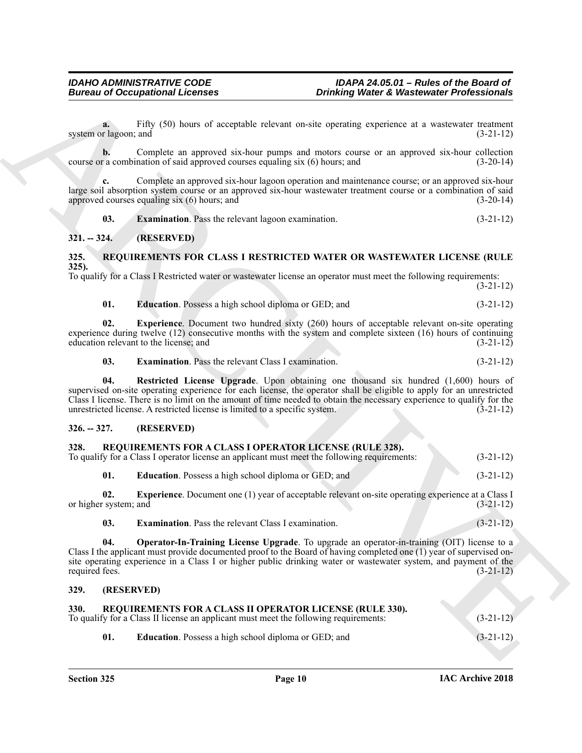**a.** Fifty (50) hours of acceptable relevant on-site operating experience at a wastewater treatment system or lagoon; and (3-21-12)

**b.** Complete an approved six-hour pumps and motors course or an approved six-hour collection course or a combination of said approved courses equaling six (6) hours; and (3-20-14)

**c.** Complete an approved six-hour lagoon operation and maintenance course; or an approved six-hour large soil absorption system course or an approved six-hour wastewater treatment course or a combination of said approved courses equaling six (6) hours; and (3-20-14)

**03. Examination**. Pass the relevant lagoon examination. (3-21-12)

## 321. -- 324. (RESERVED)

## 325. REQUIREMENTS FOR CLASS I RESTRICTED WATER OR WASTEWATER LICENSE (RULE 325).

To qualify for a Class I Restricted water or wastewater license an operator must meet the following requirements: (3-21-12)

**01. Education**. Possess a high school diploma or GED; and (3-21-12)

**02. Experience**. Document two hundred sixty (260) hours of acceptable relevant on-site operating experience during twelve (12) consecutive months with the system and complete sixteen (16) hours of continuing education relevant to the license; and (3-21-12)

**03. Examination**. Pass the relevant Class I examination. (3-21-12)

**04. Restricted License Upgrade**. Upon obtaining one thousand six hundred (1,600) hours of supervised on-site operating experience for each license, the operator shall be eligible to apply for an unrestricted Class I license. There is no limit on the amount of time needed to obtain the necessary experience to qualify for the unrestricted license. A restricted license is limited to a specific system. (3-21-12)

## 326. -- 327. (RESERVED)

## 328. REQUIREMENTS FOR A CLASS I OPERATOR LICENSE (RULE 328).

To qualify for a Class I operator license an applicant must meet the following requirements: (3-21-12)

**01. Education**. Possess a high school diploma or GED; and (3-21-12)

**02. Experience**. Document one (1) year of acceptable relevant on-site operating experience at a Class I or higher system; and (3-21-12)

**03. Examination**. Pass the relevant Class I examination. (3-21-12)

**04. Operator-In-Training License Upgrade**. To upgrade an operator-in-training (OIT) license to a Class I the applicant must provide documented proof to the Board of having completed one (1) year of supervised on-site operating experience in a Class I or higher public drinking water or wastewater system, and payment of the required fees. (3-21-12)

## 329. (RESERVED)

## 330. REQUIREMENTS FOR A CLASS II OPERATOR LICENSE (RULE 330).

To qualify for a Class II license an applicant must meet the following requirements: (3-21-12)

**01. Education**. Possess a high school diploma or GED; and (3-21-12)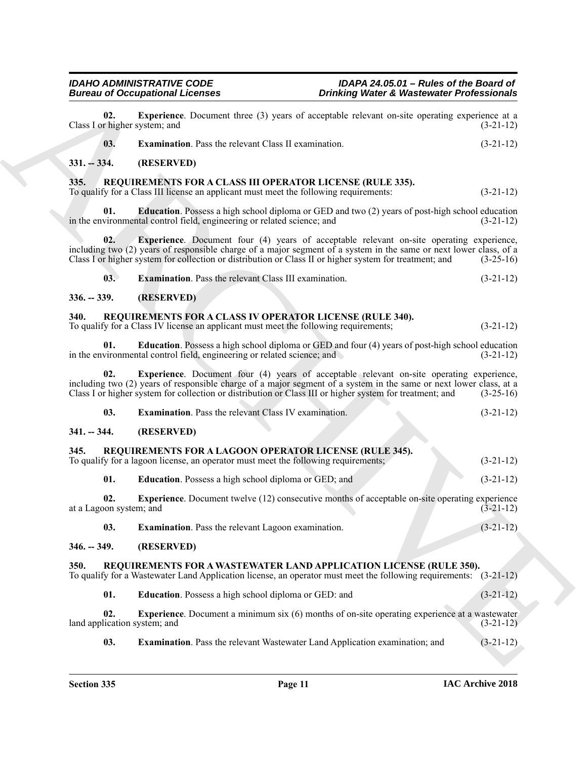**02. Experience**. Document three (3) years of acceptable relevant on-site operating experience at a Class I or higher system; and (3-21-12)

**03. Examination**. Pass the relevant Class II examination. (3-21-12)

## 331. -- 334. (RESERVED)

## 335. REQUIREMENTS FOR A CLASS III OPERATOR LICENSE (RULE 335).

To qualify for a Class III license an applicant must meet the following requirements: (3-21-12)

**01. Education**. Possess a high school diploma or GED and two (2) years of post-high school education in the environmental control field, engineering or related science; and (3-21-12)

**02. Experience**. Document four (4) years of acceptable relevant on-site operating experience, including two (2) years of responsible charge of a major segment of a system in the same or next lower class, of a Class I or higher system for collection or distribution or Class II or higher system for treatment; and (3-25-16)

**03. Examination**. Pass the relevant Class III examination. (3-21-12)

## 336. -- 339. (RESERVED)

## 340. REQUIREMENTS FOR A CLASS IV OPERATOR LICENSE (RULE 340).

To qualify for a Class IV license an applicant must meet the following requirements; (3-21-12)

**01. Education**. Possess a high school diploma or GED and four (4) years of post-high school education in the environmental control field, engineering or related science; and (3-21-12)

**02. Experience**. Document four (4) years of acceptable relevant on-site operating experience, including two (2) years of responsible charge of a major segment of a system in the same or next lower class, at a Class I or higher system for collection or distribution or Class III or higher system for treatment; and (3-25-16)

**03. Examination**. Pass the relevant Class IV examination. (3-21-12)

## 341. -- 344. (RESERVED)

## 345. REQUIREMENTS FOR A LAGOON OPERATOR LICENSE (RULE 345).

To qualify for a lagoon license, an operator must meet the following requirements; (3-21-12)

**01. Education**. Possess a high school diploma or GED; and (3-21-12)

**02. Experience**. Document twelve (12) consecutive months of acceptable on-site operating experience at a Lagoon system; and (3-21-12)

**03. Examination**. Pass the relevant Lagoon examination. (3-21-12)

## 346. -- 349. (RESERVED)

## 350. REQUIREMENTS FOR A WASTEWATER LAND APPLICATION LICENSE (RULE 350).

To qualify for a Wastewater Land Application license, an operator must meet the following requirements: (3-21-12)

**01. Education**. Possess a high school diploma or GED: and (3-21-12)

**02. Experience**. Document a minimum six (6) months of on-site operating experience at a wastewater land application system; and (3-21-12)

**03. Examination**. Pass the relevant Wastewater Land Application examination; and (3-21-12)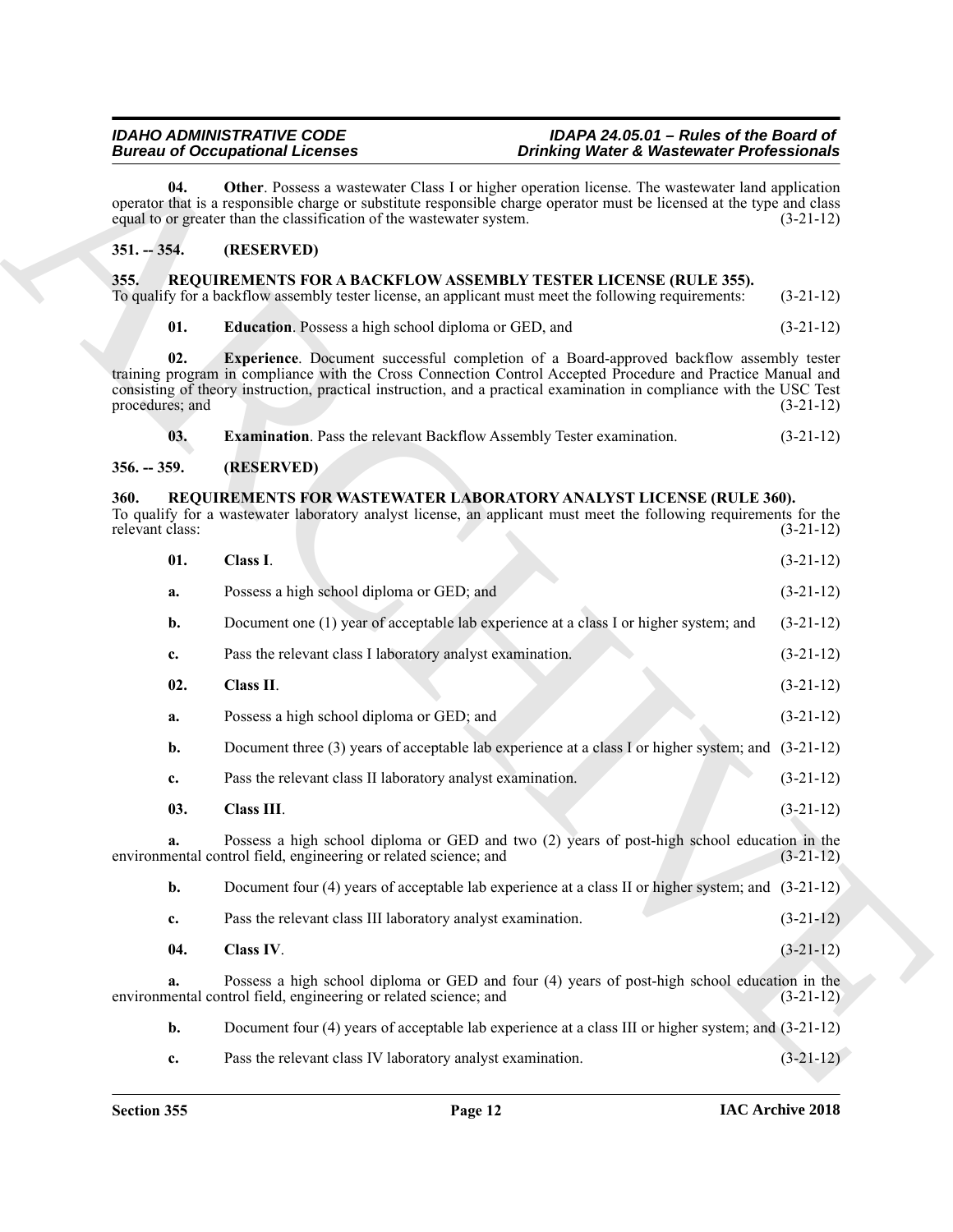**04. Other**. Possess a wastewater Class I or higher operation license. The wastewater land application operator that is a responsible charge or substitute responsible charge operator must be licensed at the type and class equal to or greater than the classification of the wastewater system. (3-21-12)

## 351. -- 354. (RESERVED)

## 355. REQUIREMENTS FOR A BACKFLOW ASSEMBLY TESTER LICENSE (RULE 355).

To qualify for a backflow assembly tester license, an applicant must meet the following requirements: (3-21-12)

**01. Education**. Possess a high school diploma or GED, and (3-21-12)

**02. Experience**. Document successful completion of a Board-approved backflow assembly tester training program in compliance with the Cross Connection Control Accepted Procedure and Practice Manual and consisting of theory instruction, practical instruction, and a practical examination in compliance with the USC Test procedures; and (3-21-12)

**03. Examination**. Pass the relevant Backflow Assembly Tester examination. (3-21-12)

## 356. -- 359. (RESERVED)

## 360. REQUIREMENTS FOR WASTEWATER LABORATORY ANALYST LICENSE (RULE 360).

To qualify for a wastewater laboratory analyst license, an applicant must meet the following requirements for the relevant class: (3-21-12)

**01. Class I**. (3-21-12)

**a.** Possess a high school diploma or GED; and (3-21-12)

**b.** Document one (1) year of acceptable lab experience at a class I or higher system; and (3-21-12)

**c.** Pass the relevant class I laboratory analyst examination. (3-21-12)

**02. Class II**. (3-21-12)

**a.** Possess a high school diploma or GED; and (3-21-12)

**b.** Document three (3) years of acceptable lab experience at a class I or higher system; and (3-21-12)

**c.** Pass the relevant class II laboratory analyst examination. (3-21-12)

**03. Class III**. (3-21-12)

**a.** Possess a high school diploma or GED and two (2) years of post-high school education in the environmental control field, engineering or related science; and (3-21-12)

**b.** Document four (4) years of acceptable lab experience at a class II or higher system; and (3-21-12)

**c.** Pass the relevant class III laboratory analyst examination. (3-21-12)

**04. Class IV**. (3-21-12)

**a.** Possess a high school diploma or GED and four (4) years of post-high school education in the environmental control field, engineering or related science; and (3-21-12)

**b.** Document four (4) years of acceptable lab experience at a class III or higher system; and (3-21-12)

**c.** Pass the relevant class IV laboratory analyst examination. (3-21-12)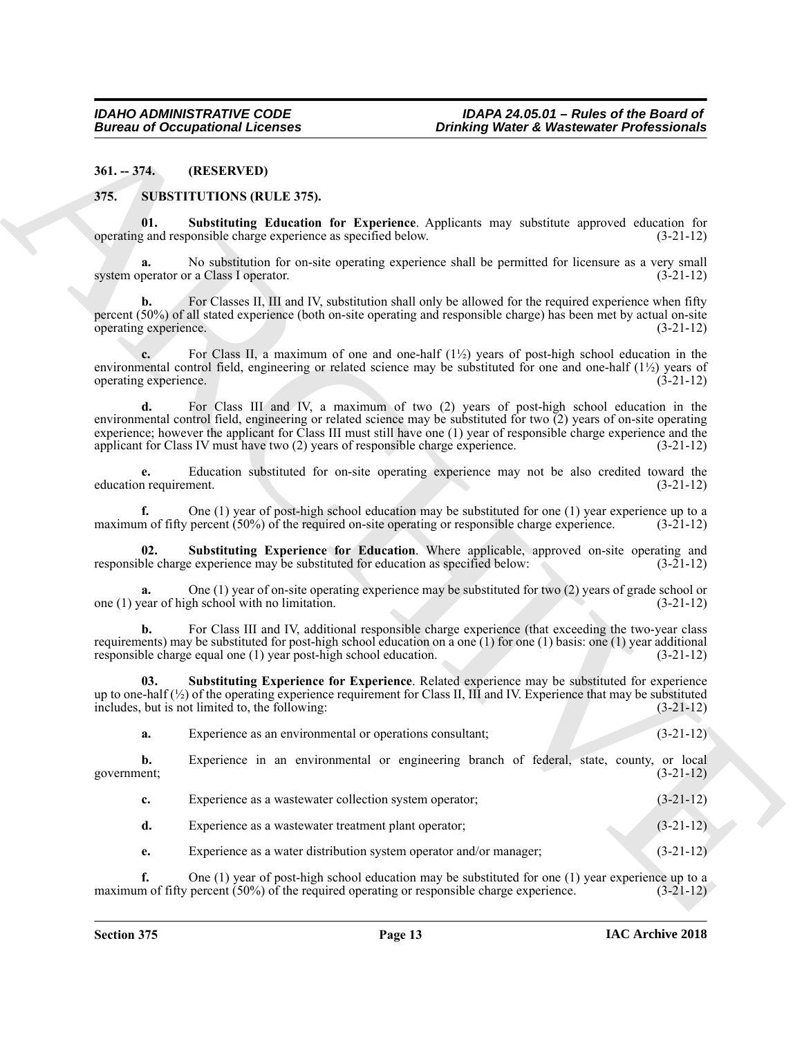**361. -- 374. (RESERVED)**

**375. SUBSTITUTIONS (RULE 375).**

**01. Substituting Education for Experience**. Applicants may substitute approved education for operating and responsible charge experience as specified below. (3-21-12)

**a.** No substitution for on-site operating experience shall be permitted for licensure as a very small system operator or a Class I operator. (3-21-12)

**b.** For Classes II, III and IV, substitution shall only be allowed for the required experience when fifty percent (50%) of all stated experience (both on-site operating and responsible charge) has been met by actual on-site operating experience. (3-21-12)

**c.** For Class II, a maximum of one and one-half (1½) years of post-high school education in the environmental control field, engineering or related science may be substituted for one and one-half (1½) years of operating experience. (3-21-12)

**d.** For Class III and IV, a maximum of two (2) years of post-high school education in the environmental control field, engineering or related science may be substituted for two (2) years of on-site operating experience; however the applicant for Class III must still have one (1) year of responsible charge experience and the applicant for Class IV must have two (2) years of responsible charge experience. (3-21-12)

**e.** Education substituted for on-site operating experience may not be also credited toward the education requirement. (3-21-12)

**f.** One (1) year of post-high school education may be substituted for one (1) year experience up to a maximum of fifty percent (50%) of the required on-site operating or responsible charge experience. (3-21-12)

**02. Substituting Experience for Education**. Where applicable, approved on-site operating and responsible charge experience may be substituted for education as specified below: (3-21-12)

**a.** One (1) year of on-site operating experience may be substituted for two (2) years of grade school or one (1) year of high school with no limitation. (3-21-12)

**b.** For Class III and IV, additional responsible charge experience (that exceeding the two-year class requirements) may be substituted for post-high school education on a one (1) for one (1) basis: one (1) year additional responsible charge equal one (1) year post-high school education. (3-21-12)

**03. Substituting Experience for Experience**. Related experience may be substituted for experience up to one-half (½) of the operating experience requirement for Class II, III and IV. Experience that may be substituted includes, but is not limited to, the following: (3-21-12)

**a.** Experience as an environmental or operations consultant; (3-21-12)

**b.** Experience in an environmental or engineering branch of federal, state, county, or local government; (3-21-12)

**c.** Experience as a wastewater collection system operator; (3-21-12)

**d.** Experience as a wastewater treatment plant operator; (3-21-12)

**e.** Experience as a water distribution system operator and/or manager; (3-21-12)

**f.** One (1) year of post-high school education may be substituted for one (1) year experience up to a maximum of fifty percent (50%) of the required operating or responsible charge experience. (3-21-12)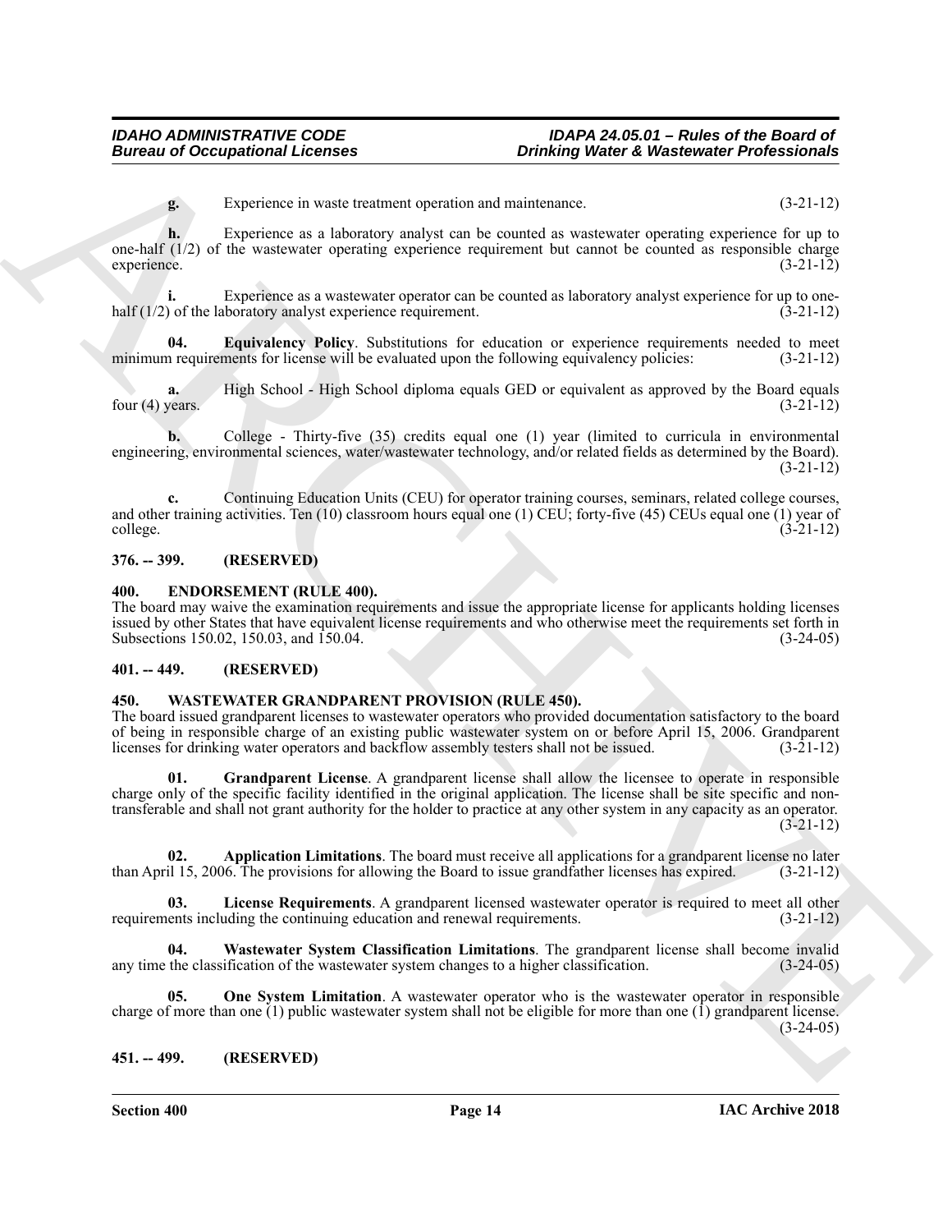**g.** Experience in waste treatment operation and maintenance. (3-21-12)

**h.** Experience as a laboratory analyst can be counted as wastewater operating experience for up to one-half (1/2) of the wastewater operating experience requirement but cannot be counted as responsible charge experience. (3-21-12)

**i.** Experience as a wastewater operator can be counted as laboratory analyst experience for up to one-half (1/2) of the laboratory analyst experience requirement. (3-21-12)

**04. Equivalency Policy**. Substitutions for education or experience requirements needed to meet minimum requirements for license will be evaluated upon the following equivalency policies: (3-21-12)

**a.** High School - High School diploma equals GED or equivalent as approved by the Board equals four (4) years. (3-21-12)

**b.** College - Thirty-five (35) credits equal one (1) year (limited to curricula in environmental engineering, environmental sciences, water/wastewater technology, and/or related fields as determined by the Board). (3-21-12)

**c.** Continuing Education Units (CEU) for operator training courses, seminars, related college courses, and other training activities. Ten (10) classroom hours equal one (1) CEU; forty-five (45) CEUs equal one (1) year of college. (3-21-12)

## 376. -- 399. (RESERVED)

## 400. ENDORSEMENT (RULE 400).

The board may waive the examination requirements and issue the appropriate license for applicants holding licenses issued by other States that have equivalent license requirements and who otherwise meet the requirements set forth in Subsections 150.02, 150.03, and 150.04. (3-24-05)

## 401. -- 449. (RESERVED)

## 450. WASTEWATER GRANDPARENT PROVISION (RULE 450).

The board issued grandparent licenses to wastewater operators who provided documentation satisfactory to the board of being in responsible charge of an existing public wastewater system on or before April 15, 2006. Grandparent licenses for drinking water operators and backflow assembly testers shall not be issued. (3-21-12)

**01. Grandparent License**. A grandparent license shall allow the licensee to operate in responsible charge only of the specific facility identified in the original application. The license shall be site specific and non-transferable and shall not grant authority for the holder to practice at any other system in any capacity as an operator. (3-21-12)

**02. Application Limitations**. The board must receive all applications for a grandparent license no later than April 15, 2006. The provisions for allowing the Board to issue grandfather licenses has expired. (3-21-12)

**03. License Requirements**. A grandparent licensed wastewater operator is required to meet all other requirements including the continuing education and renewal requirements. (3-21-12)

**04. Wastewater System Classification Limitations**. The grandparent license shall become invalid any time the classification of the wastewater system changes to a higher classification. (3-24-05)

**05. One System Limitation**. A wastewater operator who is the wastewater operator in responsible charge of more than one (1) public wastewater system shall not be eligible for more than one (1) grandparent license. (3-24-05)

## 451. -- 499. (RESERVED)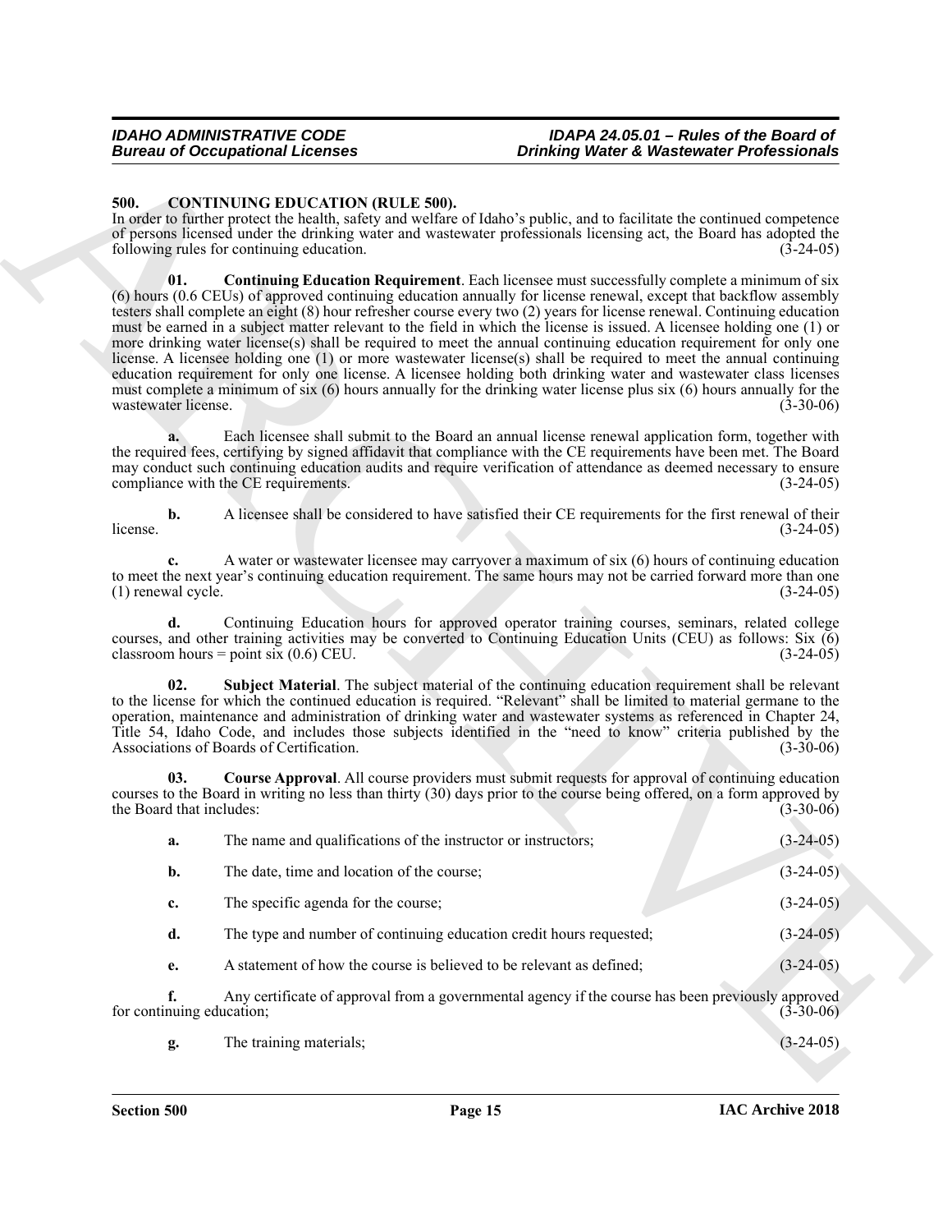## 500. CONTINUING EDUCATION (RULE 500).

In order to further protect the health, safety and welfare of Idaho's public, and to facilitate the continued competence of persons licensed under the drinking water and wastewater professionals licensing act, the Board has adopted the following rules for continuing education. (3-24-05)

**01. Continuing Education Requirement**. Each licensee must successfully complete a minimum of six (6) hours (0.6 CEUs) of approved continuing education annually for license renewal, except that backflow assembly testers shall complete an eight (8) hour refresher course every two (2) years for license renewal. Continuing education must be earned in a subject matter relevant to the field in which the license is issued. A licensee holding one (1) or more drinking water license(s) shall be required to meet the annual continuing education requirement for only one license. A licensee holding one (1) or more wastewater license(s) shall be required to meet the annual continuing education requirement for only one license. A licensee holding both drinking water and wastewater class licenses must complete a minimum of six (6) hours annually for the drinking water license plus six (6) hours annually for the wastewater license. (3-30-06)

**a.** Each licensee shall submit to the Board an annual license renewal application form, together with the required fees, certifying by signed affidavit that compliance with the CE requirements have been met. The Board may conduct such continuing education audits and require verification of attendance as deemed necessary to ensure compliance with the CE requirements. (3-24-05)

**b.** A licensee shall be considered to have satisfied their CE requirements for the first renewal of their license. (3-24-05)

**c.** A water or wastewater licensee may carryover a maximum of six (6) hours of continuing education to meet the next year's continuing education requirement. The same hours may not be carried forward more than one (1) renewal cycle. (3-24-05)

**d.** Continuing Education hours for approved operator training courses, seminars, related college courses, and other training activities may be converted to Continuing Education Units (CEU) as follows: Six (6) classroom hours = point six (0.6) CEU. (3-24-05)

**02. Subject Material**. The subject material of the continuing education requirement shall be relevant to the license for which the continued education is required. "Relevant" shall be limited to material germane to the operation, maintenance and administration of drinking water and wastewater systems as referenced in Chapter 24, Title 54, Idaho Code, and includes those subjects identified in the "need to know" criteria published by the Associations of Boards of Certification. (3-30-06)

**03. Course Approval**. All course providers must submit requests for approval of continuing education courses to the Board in writing no less than thirty (30) days prior to the course being offered, on a form approved by the Board that includes: (3-30-06)

**a.** The name and qualifications of the instructor or instructors; (3-24-05)

**b.** The date, time and location of the course; (3-24-05)

**c.** The specific agenda for the course; (3-24-05)

**d.** The type and number of continuing education credit hours requested; (3-24-05)

**e.** A statement of how the course is believed to be relevant as defined; (3-24-05)

**f.** Any certificate of approval from a governmental agency if the course has been previously approved for continuing education; (3-30-06)

**g.** The training materials; (3-24-05)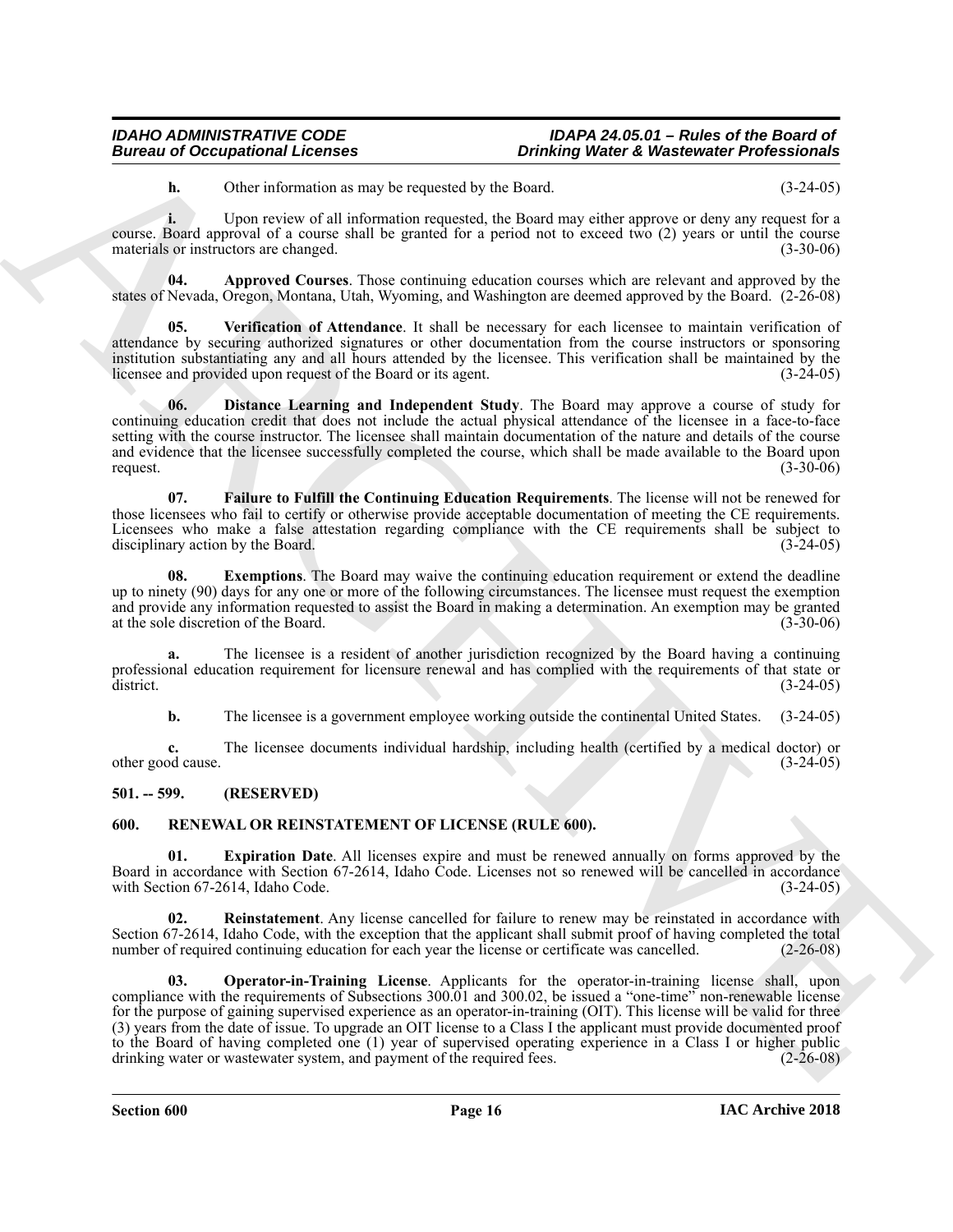**h.** Other information as may be requested by the Board. (3-24-05)

**i.** Upon review of all information requested, the Board may either approve or deny any request for a course. Board approval of a course shall be granted for a period not to exceed two (2) years or until the course materials or instructors are changed. (3-30-06)

**04. Approved Courses**. Those continuing education courses which are relevant and approved by the states of Nevada, Oregon, Montana, Utah, Wyoming, and Washington are deemed approved by the Board. (2-26-08)

**05. Verification of Attendance**. It shall be necessary for each licensee to maintain verification of attendance by securing authorized signatures or other documentation from the course instructors or sponsoring institution substantiating any and all hours attended by the licensee. This verification shall be maintained by the licensee and provided upon request of the Board or its agent. (3-24-05)

**06. Distance Learning and Independent Study**. The Board may approve a course of study for continuing education credit that does not include the actual physical attendance of the licensee in a face-to-face setting with the course instructor. The licensee shall maintain documentation of the nature and details of the course and evidence that the licensee successfully completed the course, which shall be made available to the Board upon request. (3-30-06)

**07. Failure to Fulfill the Continuing Education Requirements**. The license will not be renewed for those licensees who fail to certify or otherwise provide acceptable documentation of meeting the CE requirements. Licensees who make a false attestation regarding compliance with the CE requirements shall be subject to disciplinary action by the Board. (3-24-05)

**08. Exemptions**. The Board may waive the continuing education requirement or extend the deadline up to ninety (90) days for any one or more of the following circumstances. The licensee must request the exemption and provide any information requested to assist the Board in making a determination. An exemption may be granted at the sole discretion of the Board. (3-30-06)

**a.** The licensee is a resident of another jurisdiction recognized by the Board having a continuing professional education requirement for licensure renewal and has complied with the requirements of that state or district. (3-24-05)

**b.** The licensee is a government employee working outside the continental United States. (3-24-05)

**c.** The licensee documents individual hardship, including health (certified by a medical doctor) or other good cause. (3-24-05)

## 501. -- 599. (RESERVED)

## 600. RENEWAL OR REINSTATEMENT OF LICENSE (RULE 600).

**01. Expiration Date**. All licenses expire and must be renewed annually on forms approved by the Board in accordance with Section 67-2614, Idaho Code. Licenses not so renewed will be cancelled in accordance with Section 67-2614, Idaho Code. (3-24-05)

**02. Reinstatement**. Any license cancelled for failure to renew may be reinstated in accordance with Section 67-2614, Idaho Code, with the exception that the applicant shall submit proof of having completed the total number of required continuing education for each year the license or certificate was cancelled. (2-26-08)

**03. Operator-in-Training License**. Applicants for the operator-in-training license shall, upon compliance with the requirements of Subsections 300.01 and 300.02, be issued a "one-time" non-renewable license for the purpose of gaining supervised experience as an operator-in-training (OIT). This license will be valid for three (3) years from the date of issue. To upgrade an OIT license to a Class I the applicant must provide documented proof to the Board of having completed one (1) year of supervised operating experience in a Class I or higher public drinking water or wastewater system, and payment of the required fees. (2-26-08)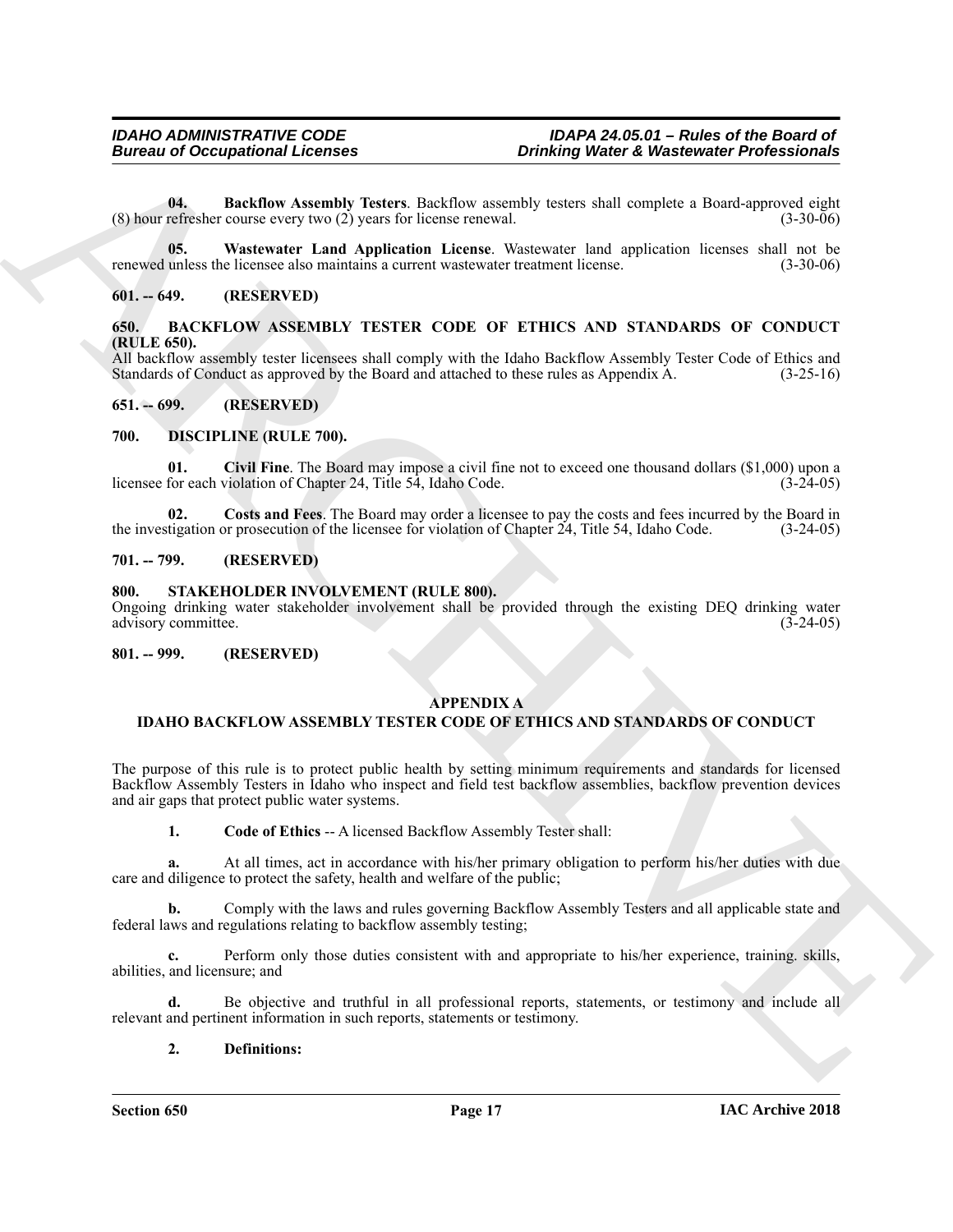**04. Backflow Assembly Testers**. Backflow assembly testers shall complete a Board-approved eight (8) hour refresher course every two (2) years for license renewal. (3-30-06)

**05. Wastewater Land Application License**. Wastewater land application licenses shall not be renewed unless the licensee also maintains a current wastewater treatment license. (3-30-06)

**601. -- 649. (RESERVED)**

**650. BACKFLOW ASSEMBLY TESTER CODE OF ETHICS AND STANDARDS OF CONDUCT (RULE 650).**

All backflow assembly tester licensees shall comply with the Idaho Backflow Assembly Tester Code of Ethics and Standards of Conduct as approved by the Board and attached to these rules as Appendix A. (3-25-16)

**651. -- 699. (RESERVED)**

**700. DISCIPLINE (RULE 700).**

**01. Civil Fine**. The Board may impose a civil fine not to exceed one thousand dollars ($1,000) upon a licensee for each violation of Chapter 24, Title 54, Idaho Code. (3-24-05)

**02. Costs and Fees**. The Board may order a licensee to pay the costs and fees incurred by the Board in the investigation or prosecution of the licensee for violation of Chapter 24, Title 54, Idaho Code. (3-24-05)

**701. -- 799. (RESERVED)**

**800. STAKEHOLDER INVOLVEMENT (RULE 800).**

Ongoing drinking water stakeholder involvement shall be provided through the existing DEQ drinking water advisory committee. (3-24-05)

**801. -- 999. (RESERVED)**

**APPENDIX A**

**IDAHO BACKFLOW ASSEMBLY TESTER CODE OF ETHICS AND STANDARDS OF CONDUCT**

The purpose of this rule is to protect public health by setting minimum requirements and standards for licensed Backflow Assembly Testers in Idaho who inspect and field test backflow assemblies, backflow prevention devices and air gaps that protect public water systems.

**1. Code of Ethics** -- A licensed Backflow Assembly Tester shall:

**a.** At all times, act in accordance with his/her primary obligation to perform his/her duties with due care and diligence to protect the safety, health and welfare of the public;

**b.** Comply with the laws and rules governing Backflow Assembly Testers and all applicable state and federal laws and regulations relating to backflow assembly testing;

**c.** Perform only those duties consistent with and appropriate to his/her experience, training. skills, abilities, and licensure; and

**d.** Be objective and truthful in all professional reports, statements, or testimony and include all relevant and pertinent information in such reports, statements or testimony.

**2. Definitions:**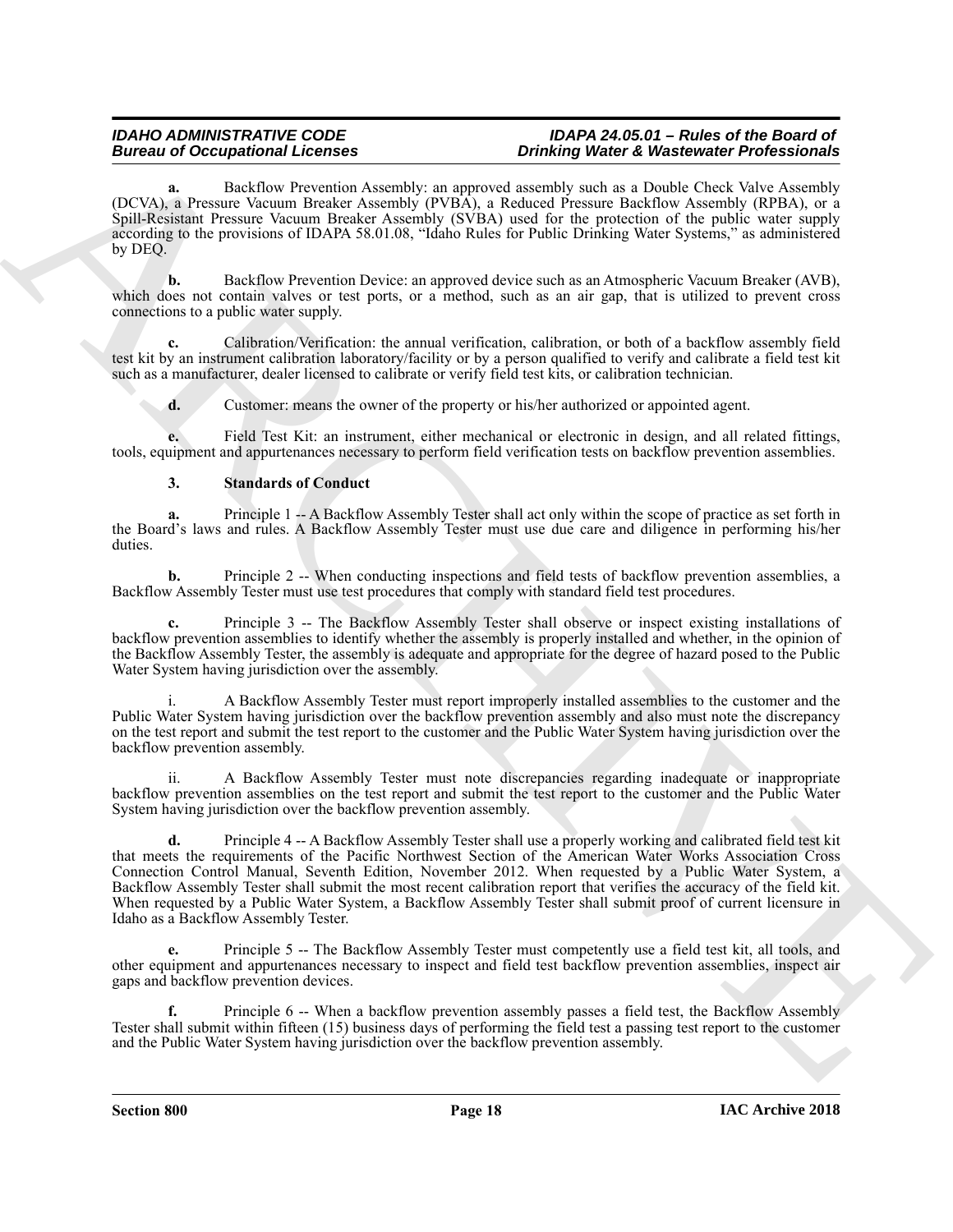**a.** Backflow Prevention Assembly: an approved assembly such as a Double Check Valve Assembly (DCVA), a Pressure Vacuum Breaker Assembly (PVBA), a Reduced Pressure Backflow Assembly (RPBA), or a Spill-Resistant Pressure Vacuum Breaker Assembly (SVBA) used for the protection of the public water supply according to the provisions of IDAPA 58.01.08, "Idaho Rules for Public Drinking Water Systems," as administered by DEQ.

**b.** Backflow Prevention Device: an approved device such as an Atmospheric Vacuum Breaker (AVB), which does not contain valves or test ports, or a method, such as an air gap, that is utilized to prevent cross connections to a public water supply.

**c.** Calibration/Verification: the annual verification, calibration, or both of a backflow assembly field test kit by an instrument calibration laboratory/facility or by a person qualified to verify and calibrate a field test kit such as a manufacturer, dealer licensed to calibrate or verify field test kits, or calibration technician.

**d.** Customer: means the owner of the property or his/her authorized or appointed agent.

**e.** Field Test Kit: an instrument, either mechanical or electronic in design, and all related fittings, tools, equipment and appurtenances necessary to perform field verification tests on backflow prevention assemblies.

**3. Standards of Conduct**

**a.** Principle 1 -- A Backflow Assembly Tester shall act only within the scope of practice as set forth in the Board's laws and rules. A Backflow Assembly Tester must use due care and diligence in performing his/her duties.

**b.** Principle 2 -- When conducting inspections and field tests of backflow prevention assemblies, a Backflow Assembly Tester must use test procedures that comply with standard field test procedures.

**c.** Principle 3 -- The Backflow Assembly Tester shall observe or inspect existing installations of backflow prevention assemblies to identify whether the assembly is properly installed and whether, in the opinion of the Backflow Assembly Tester, the assembly is adequate and appropriate for the degree of hazard posed to the Public Water System having jurisdiction over the assembly.

i. A Backflow Assembly Tester must report improperly installed assemblies to the customer and the Public Water System having jurisdiction over the backflow prevention assembly and also must note the discrepancy on the test report and submit the test report to the customer and the Public Water System having jurisdiction over the backflow prevention assembly.

ii. A Backflow Assembly Tester must note discrepancies regarding inadequate or inappropriate backflow prevention assemblies on the test report and submit the test report to the customer and the Public Water System having jurisdiction over the backflow prevention assembly.

**d.** Principle 4 -- A Backflow Assembly Tester shall use a properly working and calibrated field test kit that meets the requirements of the Pacific Northwest Section of the American Water Works Association Cross Connection Control Manual, Seventh Edition, November 2012. When requested by a Public Water System, a Backflow Assembly Tester shall submit the most recent calibration report that verifies the accuracy of the field kit. When requested by a Public Water System, a Backflow Assembly Tester shall submit proof of current licensure in Idaho as a Backflow Assembly Tester.

**e.** Principle 5 -- The Backflow Assembly Tester must competently use a field test kit, all tools, and other equipment and appurtenances necessary to inspect and field test backflow prevention assemblies, inspect air gaps and backflow prevention devices.

**f.** Principle 6 -- When a backflow prevention assembly passes a field test, the Backflow Assembly Tester shall submit within fifteen (15) business days of performing the field test a passing test report to the customer and the Public Water System having jurisdiction over the backflow prevention assembly.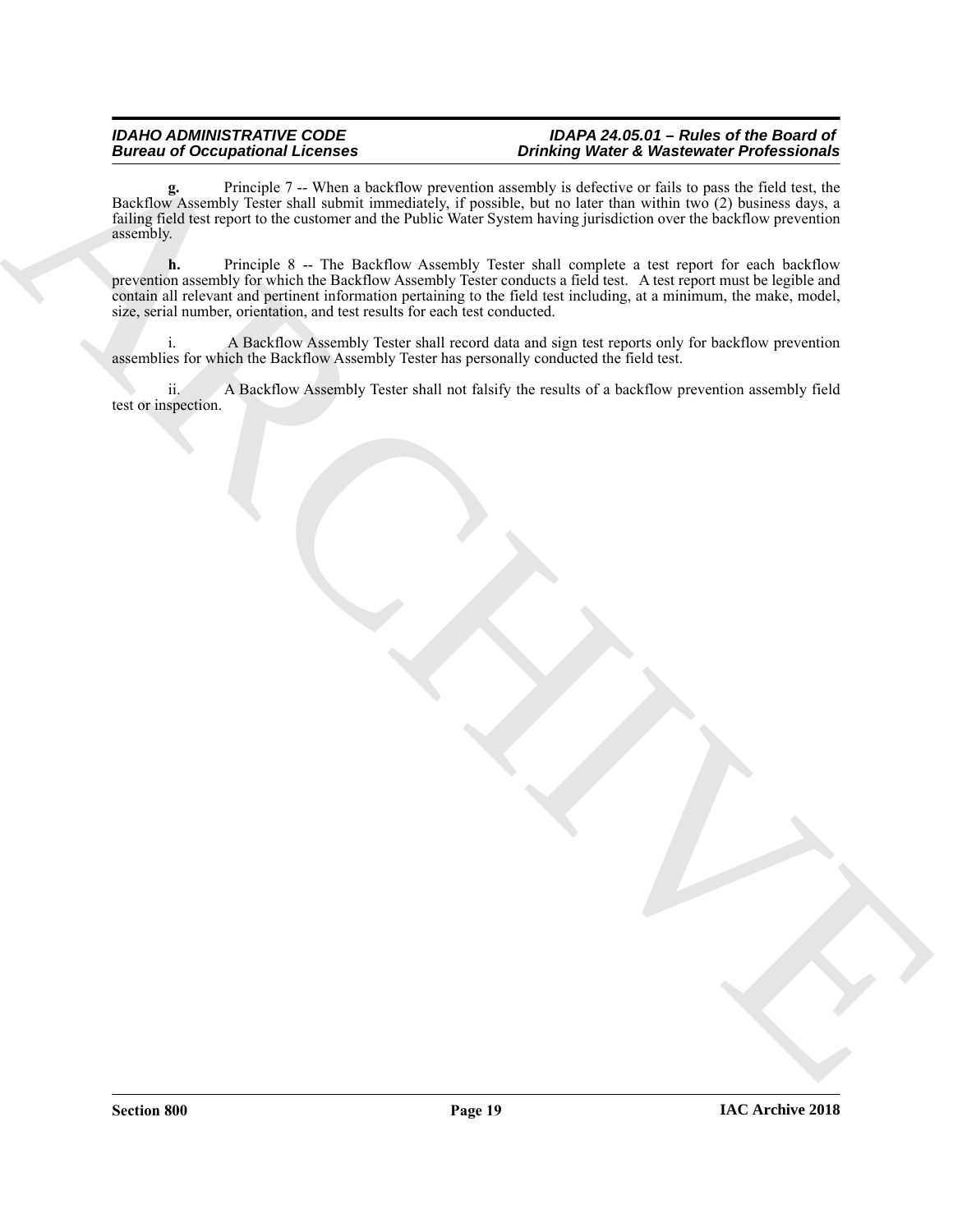**g.** Principle 7 -- When a backflow prevention assembly is defective or fails to pass the field test, the Backflow Assembly Tester shall submit immediately, if possible, but no later than within two (2) business days, a failing field test report to the customer and the Public Water System having jurisdiction over the backflow prevention assembly.

**h.** Principle 8 -- The Backflow Assembly Tester shall complete a test report for each backflow prevention assembly for which the Backflow Assembly Tester conducts a field test. A test report must be legible and contain all relevant and pertinent information pertaining to the field test including, at a minimum, the make, model, size, serial number, orientation, and test results for each test conducted.

i. A Backflow Assembly Tester shall record data and sign test reports only for backflow prevention assemblies for which the Backflow Assembly Tester has personally conducted the field test.

ii. A Backflow Assembly Tester shall not falsify the results of a backflow prevention assembly field test or inspection.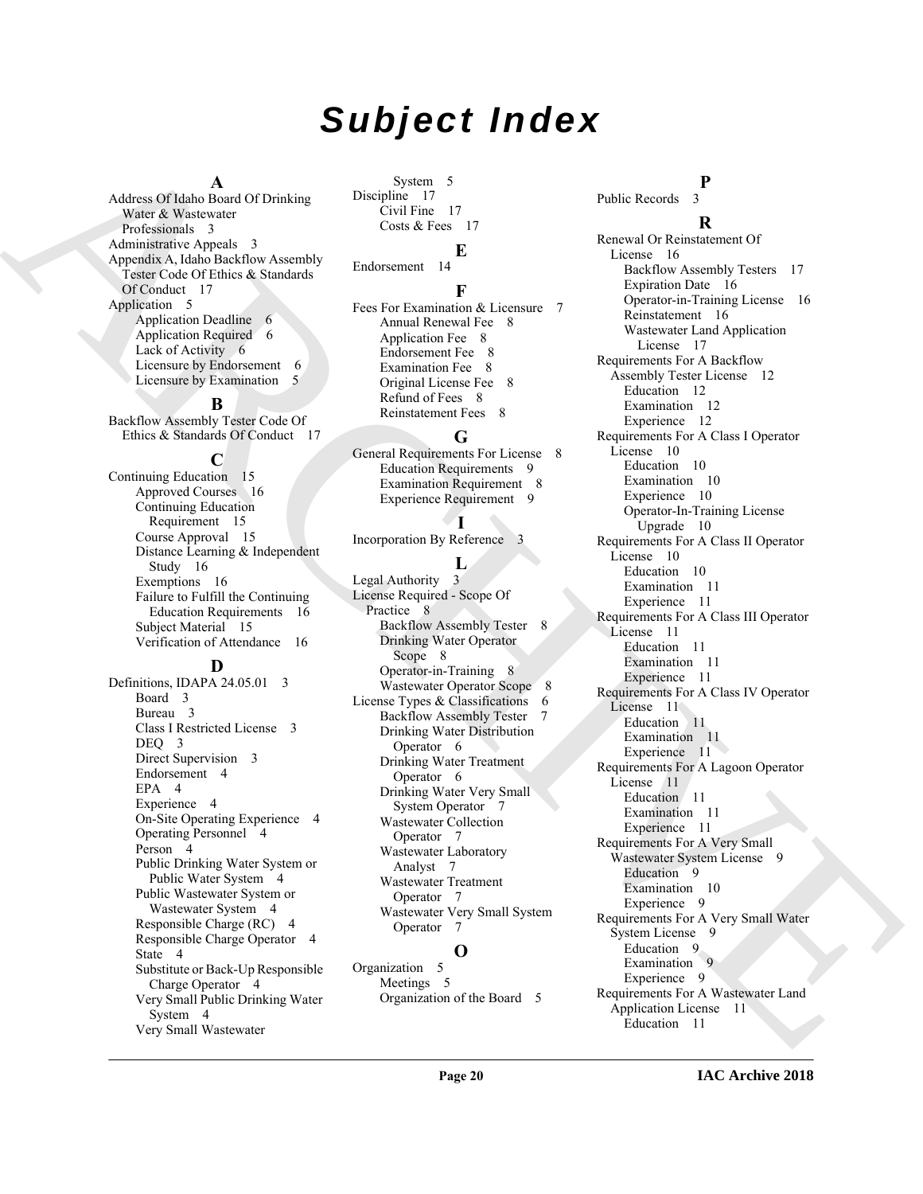# Subject Index

## A

Address Of Idaho Board Of Drinking Water & Wastewater Professionals 3
Administrative Appeals 3
Appendix A, Idaho Backflow Assembly Tester Code Of Ethics & Standards Of Conduct 17
Application 5
- Application Deadline 6
- Application Required 6
- Lack of Activity 6
- Licensure by Endorsement 6
- Licensure by Examination 5

## B

Backflow Assembly Tester Code Of Ethics & Standards Of Conduct 17

## C

Continuing Education 15
- Approved Courses 16
- Continuing Education Requirement 15
- Course Approval 15
- Distance Learning & Independent Study 16
- Exemptions 16
- Failure to Fulfill the Continuing Education Requirements 16
- Subject Material 15
- Verification of Attendance 16

## D

Definitions, IDAPA 24.05.01 3
- Board 3
- Bureau 3
- Class I Restricted License 3
- DEQ 3
- Direct Supervision 3
- Endorsement 4
- EPA 4
- Experience 4
- On-Site Operating Experience 4
- Operating Personnel 4
- Person 4
- Public Drinking Water System or Public Water System 4
- Public Wastewater System or Wastewater System 4
- Responsible Charge (RC) 4
- Responsible Charge Operator 4
- State 4
- Substitute or Back-Up Responsible Charge Operator 4
- Very Small Public Drinking Water System 4
- Very Small Wastewater System 5

Discipline 17
- Civil Fine 17
- Costs & Fees 17

## E

Endorsement 14

## F

Fees For Examination & Licensure 7
- Annual Renewal Fee 8
- Application Fee 8
- Endorsement Fee 8
- Examination Fee 8
- Original License Fee 8
- Refund of Fees 8
- Reinstatement Fees 8

## G

General Requirements For License 8
- Education Requirements 9
- Examination Requirement 8
- Experience Requirement 9

## I

Incorporation By Reference 3

## L

Legal Authority 3
License Required - Scope Of Practice 8
- Backflow Assembly Tester 8
- Drinking Water Operator Scope 8
- Operator-in-Training 8
- Wastewater Operator Scope 8

License Types & Classifications 6
- Backflow Assembly Tester 7
- Drinking Water Distribution Operator 6
- Drinking Water Treatment Operator 6
- Drinking Water Very Small System Operator 7
- Wastewater Collection Operator 7
- Wastewater Laboratory Analyst 7
- Wastewater Treatment Operator 7
- Wastewater Very Small System Operator 7

## O

Organization 5
- Meetings 5
- Organization of the Board 5

## P

Public Records 3

## R

Renewal Or Reinstatement Of License 16
- Backflow Assembly Testers 17
- Expiration Date 16
- Operator-in-Training License 16
- Reinstatement 16
- Wastewater Land Application License 17

Requirements For A Backflow Assembly Tester License 12
- Education 12
- Examination 12
- Experience 12

Requirements For A Class I Operator License 10
- Education 10
- Examination 10
- Experience 10
- Operator-In-Training License Upgrade 10

Requirements For A Class II Operator License 10
- Education 10
- Examination 11
- Experience 11

Requirements For A Class III Operator License 11
- Education 11
- Examination 11
- Experience 11

Requirements For A Class IV Operator License 11
- Education 11
- Examination 11
- Experience 11

Requirements For A Lagoon Operator License 11
- Education 11
- Examination 11
- Experience 11

Requirements For A Very Small Wastewater System License 9
- Education 9
- Examination 10
- Experience 9

Requirements For A Very Small Water System License 9
- Education 9
- Examination 9
- Experience 9

Requirements For A Wastewater Land Application License 11
- Education 11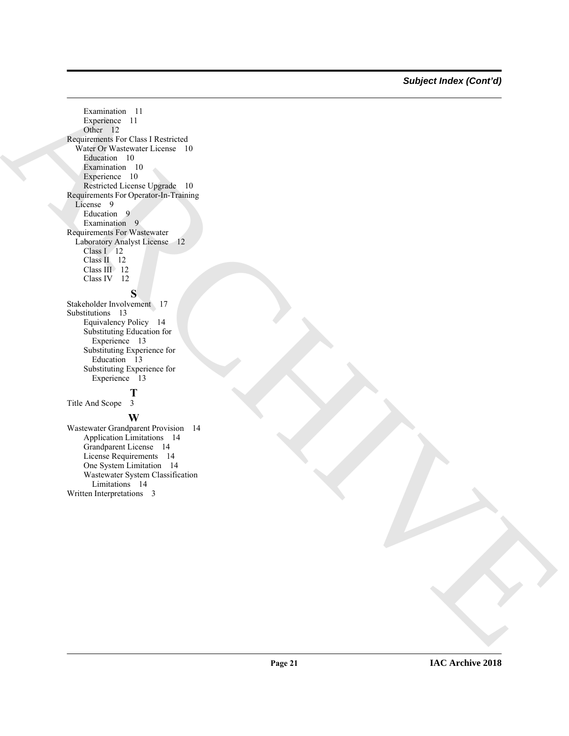Examination 11
Experience 11
Other 12

Requirements For Class I Restricted Water Or Wastewater License 10
- Education 10
- Examination 10
- Experience 10
- Restricted License Upgrade 10

Requirements For Operator-In-Training License 9
- Education 9
- Examination 9

Requirements For Wastewater Laboratory Analyst License 12
- Class I 12
- Class II 12
- Class III 12
- Class IV 12

### S

Stakeholder Involvement 17

Substitutions 13
- Equivalency Policy 14
- Substituting Education for Experience 13
- Substituting Experience for Education 13
- Substituting Experience for Experience 13

### T

Title And Scope 3

### W

Wastewater Grandparent Provision 14
- Application Limitations 14
- Grandparent License 14
- License Requirements 14
- One System Limitation 14
- Wastewater System Classification Limitations 14

Written Interpretations 3